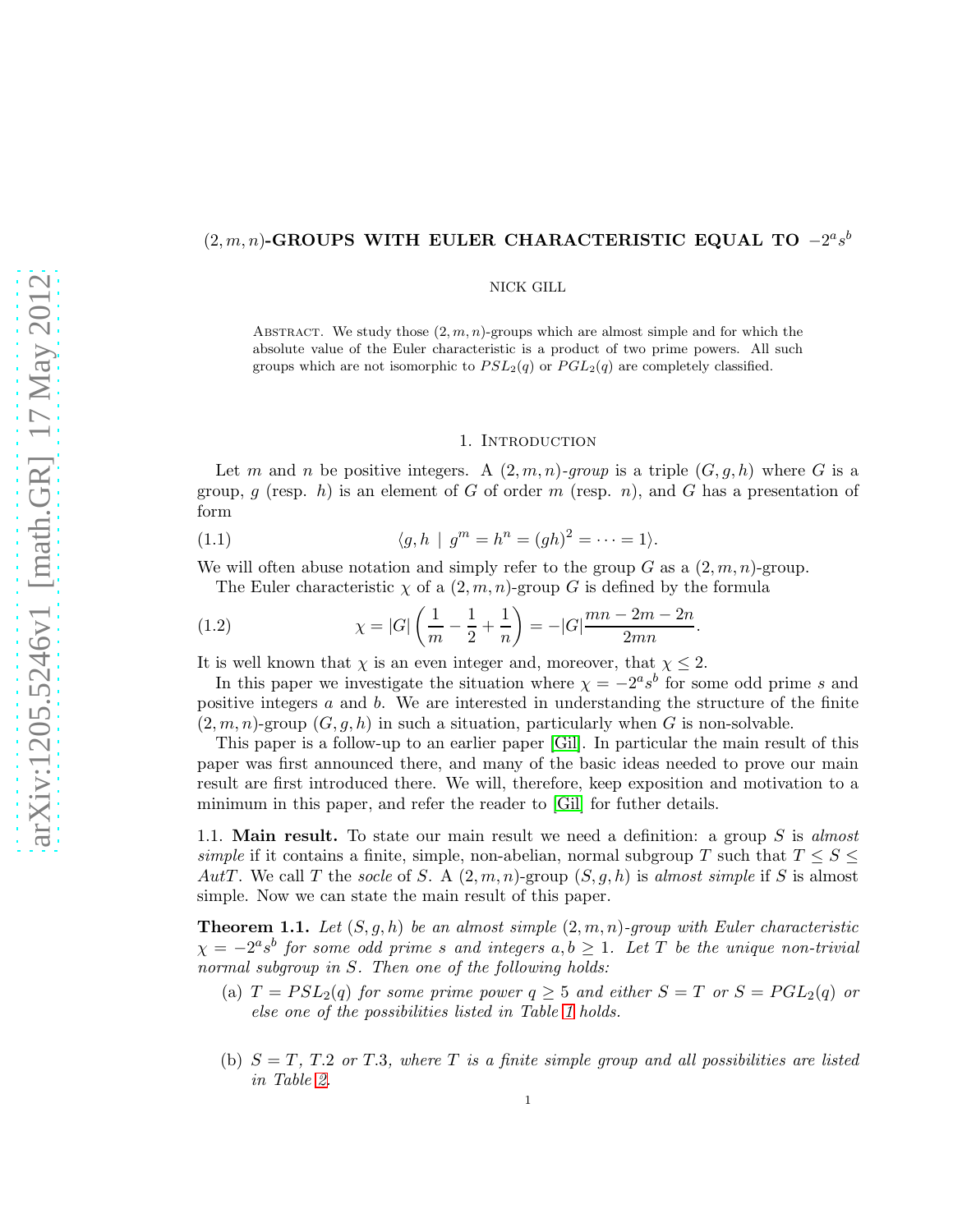# $(2, m, n)$-GROUPS WITH EULER CHARACTERISTIC EQUAL TO $-2^a s^b$

NICK GILL

Abstract. We study those $(2, m, n)$-groups which are almost simple and for which the absolute value of the Euler characteristic is a product of two prime powers. All such groups which are not isomorphic to $PSL_2(q)$ or $PGL_2(q)$ are completely classified.

## 1. Introduction

Let $m$ and $n$ be positive integers. A $(2, m, n)$*-group* is a triple $(G, g, h)$ where $G$ is a group, $g$ (resp. $h$) is an element of $G$ of order $m$ (resp. $n$), and $G$ has a presentation of form

$$\langle g, h \mid g^m = h^n = (gh)^2 = \cdots = 1 \rangle. \tag{1.1}$$

We will often abuse notation and simply refer to the group $G$ as a $(2, m, n)$-group.

The Euler characteristic $\chi$ of a $(2, m, n)$-group $G$ is defined by the formula

$$\chi = |G| \left( \frac{1}{m} - \frac{1}{2} + \frac{1}{n} \right) = -|G| \frac{mn - 2m - 2n}{2mn}. \tag{1.2}$$

It is well known that $\chi$ is an even integer and, moreover, that $\chi \leq 2$.

In this paper we investigate the situation where $\chi = -2^a s^b$ for some odd prime $s$ and positive integers $a$ and $b$. We are interested in understanding the structure of the finite $(2, m, n)$-group $(G, g, h)$ in such a situation, particularly when $G$ is non-solvable.

This paper is a follow-up to an earlier paper [Gil]. In particular the main result of this paper was first announced there, and many of the basic ideas needed to prove our main result are first introduced there. We will, therefore, keep exposition and motivation to a minimum in this paper, and refer the reader to [Gil] for futher details.

**1.1. Main result.** To state our main result we need a definition: a group $S$ is *almost simple* if it contains a finite, simple, non-abelian, normal subgroup $T$ such that $T \leq S \leq AutT$. We call $T$ the *socle* of $S$. A $(2, m, n)$-group $(S, g, h)$ is *almost simple* if $S$ is almost simple. Now we can state the main result of this paper.

**Theorem 1.1.** *Let $(S, g, h)$ be an almost simple $(2, m, n)$-group with Euler characteristic $\chi = -2^a s^b$ for some odd prime $s$ and integers $a, b \geq 1$. Let $T$ be the unique non-trivial normal subgroup in $S$. Then one of the following holds:*

(a) *$T = PSL_2(q)$ for some prime power $q \geq 5$ and either $S = T$ or $S = PGL_2(q)$ or else one of the possibilities listed in Table 1 holds.*

(b) *$S = T$, $T.2$ or $T.3$, where $T$ is a finite simple group and all possibilities are listed in Table 2.*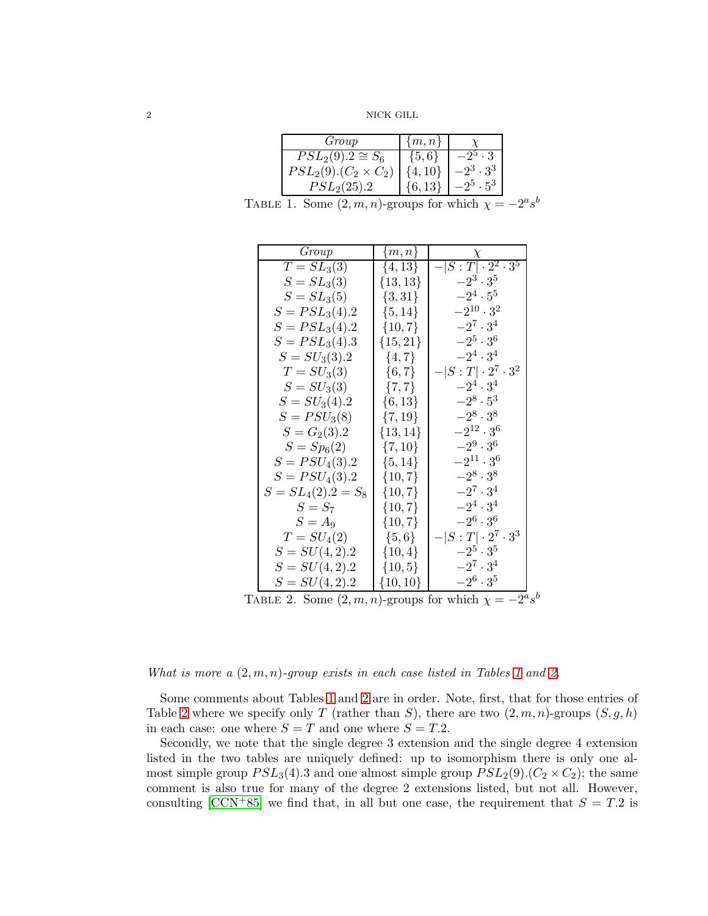| *Group* | $\{m,n\}$ | $\chi$ |
|---|---|---|
| $PSL_2(9).2 \cong S_6$ | $\{5,6\}$ | $-2^5 \cdot 3$ |
| $PSL_2(9).(C_2 \times C_2)$ | $\{4,10\}$ | $-2^3 \cdot 3^3$ |
| $PSL_2(25).2$ | $\{6,13\}$ | $-2^5 \cdot 5^3$ |

TABLE 1. Some $(2,m,n)$-groups for which $\chi = -2^a s^b$

| *Group* | $\{m,n\}$ | $\chi$ |
|---|---|---|
| $T = SL_3(3)$ | $\{4,13\}$ | $-\lvert S:T\rvert \cdot 2^2 \cdot 3^5$ |
| $S = SL_3(3)$ | $\{13,13\}$ | $-2^3 \cdot 3^5$ |
| $S = SL_3(5)$ | $\{3,31\}$ | $-2^4 \cdot 5^5$ |
| $S = PSL_3(4).2$ | $\{5,14\}$ | $-2^{10} \cdot 3^2$ |
| $S = PSL_3(4).2$ | $\{10,7\}$ | $-2^7 \cdot 3^4$ |
| $S = PSL_3(4).3$ | $\{15,21\}$ | $-2^5 \cdot 3^6$ |
| $S = SU_3(3).2$ | $\{4,7\}$ | $-2^4 \cdot 3^4$ |
| $T = SU_3(3)$ | $\{6,7\}$ | $-\lvert S:T\rvert \cdot 2^7 \cdot 3^2$ |
| $S = SU_3(3)$ | $\{7,7\}$ | $-2^4 \cdot 3^4$ |
| $S = SU_3(4).2$ | $\{6,13\}$ | $-2^8 \cdot 5^3$ |
| $S = PSU_3(8)$ | $\{7,19\}$ | $-2^8 \cdot 3^8$ |
| $S = G_2(3).2$ | $\{13,14\}$ | $-2^{12} \cdot 3^6$ |
| $S = Sp_6(2)$ | $\{7,10\}$ | $-2^9 \cdot 3^6$ |
| $S = PSU_4(3).2$ | $\{5,14\}$ | $-2^{11} \cdot 3^6$ |
| $S = PSU_4(3).2$ | $\{10,7\}$ | $-2^8 \cdot 3^8$ |
| $S = SL_4(2).2 = S_8$ | $\{10,7\}$ | $-2^7 \cdot 3^4$ |
| $S = S_7$ | $\{10,7\}$ | $-2^4 \cdot 3^4$ |
| $S = A_9$ | $\{10,7\}$ | $-2^6 \cdot 3^6$ |
| $T = SU_4(2)$ | $\{5,6\}$ | $-\lvert S:T\rvert \cdot 2^7 \cdot 3^3$ |
| $S = SU(4,2).2$ | $\{10,4\}$ | $-2^5 \cdot 3^5$ |
| $S = SU(4,2).2$ | $\{10,5\}$ | $-2^7 \cdot 3^4$ |
| $S = SU(4,2).2$ | $\{10,10\}$ | $-2^6 \cdot 3^5$ |

TABLE 2. Some $(2,m,n)$-groups for which $\chi = -2^a s^b$

*What is more a $(2,m,n)$-group exists in each case listed in Tables 1 and 2.*

Some comments about Tables 1 and 2 are in order. Note, first, that for those entries of Table 2 where we specify only $T$ (rather than $S$), there are two $(2,m,n)$-groups $(S,g,h)$ in each case: one where $S = T$ and one where $S = T.2$.

Secondly, we note that the single degree 3 extension and the single degree 4 extension listed in the two tables are uniquely defined: up to isomorphism there is only one almost simple group $PSL_3(4).3$ and one almost simple group $PSL_2(9).(C_2 \times C_2)$; the same comment is also true for many of the degree 2 extensions listed, but not all. However, consulting [CCN+85] we find that, in all but one case, the requirement that $S = T.2$ is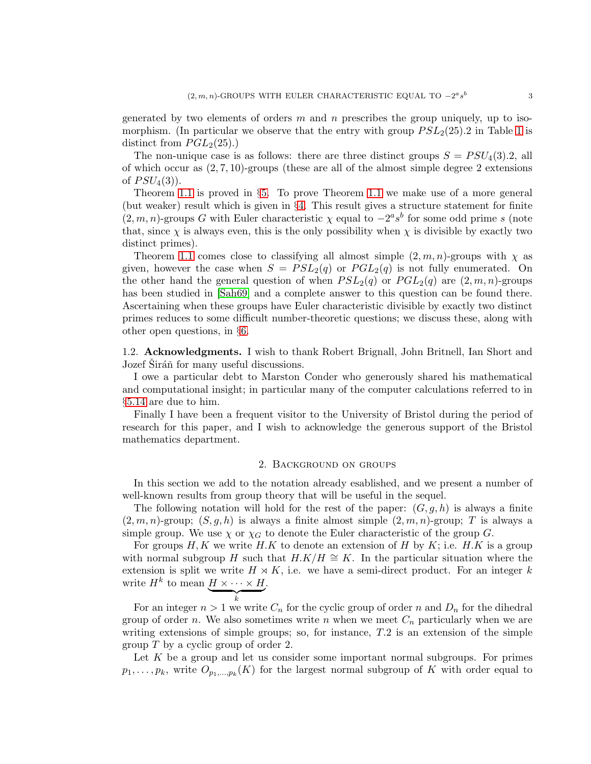generated by two elements of orders $m$ and $n$ prescribes the group uniquely, up to isomorphism. (In particular we observe that the entry with group $PSL_2(25).2$ in Table 1 is distinct from $PGL_2(25)$.)

The non-unique case is as follows: there are three distinct groups $S = PSU_4(3).2$, all of which occur as $(2, 7, 10)$-groups (these are all of the almost simple degree 2 extensions of $PSU_4(3)$).

Theorem 1.1 is proved in §5. To prove Theorem 1.1 we make use of a more general (but weaker) result which is given in §4. This result gives a structure statement for finite $(2, m, n)$-groups $G$ with Euler characteristic $\chi$ equal to $-2^a s^b$ for some odd prime $s$ (note that, since $\chi$ is always even, this is the only possibility when $\chi$ is divisible by exactly two distinct primes).

Theorem 1.1 comes close to classifying all almost simple $(2, m, n)$-groups with $\chi$ as given, however the case when $S = PSL_2(q)$ or $PGL_2(q)$ is not fully enumerated. On the other hand the general question of when $PSL_2(q)$ or $PGL_2(q)$ are $(2, m, n)$-groups has been studied in [Sah69] and a complete answer to this question can be found there. Ascertaining when these groups have Euler characteristic divisible by exactly two distinct primes reduces to some difficult number-theoretic questions; we discuss these, along with other open questions, in §6.

1.2. **Acknowledgments.** I wish to thank Robert Brignall, John Britnell, Ian Short and Jozef Širáň for many useful discussions.

I owe a particular debt to Marston Conder who generously shared his mathematical and computational insight; in particular many of the computer calculations referred to in §5.14 are due to him.

Finally I have been a frequent visitor to the University of Bristol during the period of research for this paper, and I wish to acknowledge the generous support of the Bristol mathematics department.

## 2. Background on groups

In this section we add to the notation already esablished, and we present a number of well-known results from group theory that will be useful in the sequel.

The following notation will hold for the rest of the paper: $(G, g, h)$ is always a finite $(2, m, n)$-group; $(S, g, h)$ is always a finite almost simple $(2, m, n)$-group; $T$ is always a simple group. We use $\chi$ or $\chi_G$ to denote the Euler characteristic of the group $G$.

For groups $H, K$ we write $H.K$ to denote an extension of $H$ by $K$; i.e. $H.K$ is a group with normal subgroup $H$ such that $H.K/H \cong K$. In the particular situation where the extension is split we write $H \rtimes K$, i.e. we have a semi-direct product. For an integer $k$ write $H^k$ to mean $\underbrace{H \times \cdots \times H}_{k}$.

For an integer $n > 1$ we write $C_n$ for the cyclic group of order $n$ and $D_n$ for the dihedral group of order $n$. We also sometimes write $n$ when we meet $C_n$ particularly when we are writing extensions of simple groups; so, for instance, $T.2$ is an extension of the simple group $T$ by a cyclic group of order 2.

Let $K$ be a group and let us consider some important normal subgroups. For primes $p_1, \dots, p_k$, write $O_{p_1,\dots,p_k}(K)$ for the largest normal subgroup of $K$ with order equal to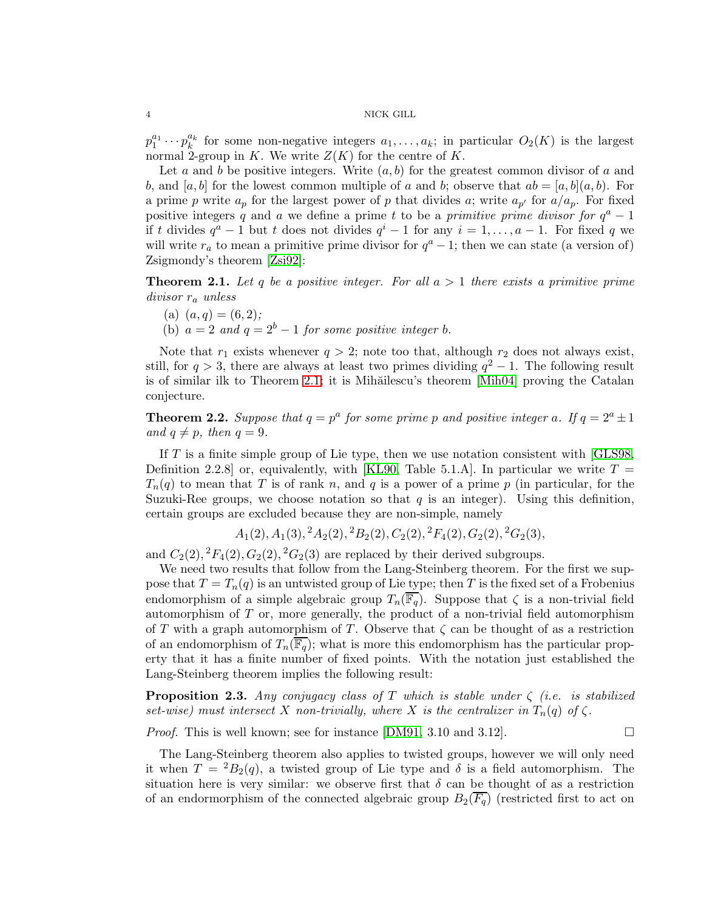$p_1^{a_1}\cdots p_k^{a_k}$ for some non-negative integers $a_1,\dots,a_k$; in particular $O_2(K)$ is the largest normal 2-group in $K$. We write $Z(K)$ for the centre of $K$.

Let $a$ and $b$ be positive integers. Write $(a,b)$ for the greatest common divisor of $a$ and $b$, and $[a,b]$ for the lowest common multiple of $a$ and $b$; observe that $ab=[a,b](a,b)$. For a prime $p$ write $a_p$ for the largest power of $p$ that divides $a$; write $a_{p'}$ for $a/a_p$. For fixed positive integers $q$ and $a$ we define a prime $t$ to be a *primitive prime divisor for* $q^a-1$ if $t$ divides $q^a-1$ but $t$ does not divides $q^i-1$ for any $i=1,\dots,a-1$. For fixed $q$ we will write $r_a$ to mean a primitive prime divisor for $q^a-1$; then we can state (a version of) Zsigmondy's theorem [Zsi92]:

**Theorem 2.1.** *Let $q$ be a positive integer. For all $a>1$ there exists a primitive prime divisor $r_a$ unless*

(a) $(a,q)=(6,2)$;
(b) $a=2$ *and* $q=2^b-1$ *for some positive integer* $b$.

Note that $r_1$ exists whenever $q>2$; note too that, although $r_2$ does not always exist, still, for $q>3$, there are always at least two primes dividing $q^2-1$. The following result is of similar ilk to Theorem 2.1; it is Mihăilescu's theorem [Mih04] proving the Catalan conjecture.

**Theorem 2.2.** *Suppose that $q=p^a$ for some prime $p$ and positive integer $a$. If $q=2^a\pm 1$ and $q\neq p$, then $q=9$.*

If $T$ is a finite simple group of Lie type, then we use notation consistent with [GLS98, Definition 2.2.8] or, equivalently, with [KL90, Table 5.1.A]. In particular we write $T=T_n(q)$ to mean that $T$ is of rank $n$, and $q$ is a power of a prime $p$ (in particular, for the Suzuki-Ree groups, we choose notation so that $q$ is an integer). Using this definition, certain groups are excluded because they are non-simple, namely

$$A_1(2), A_1(3), {}^2A_2(2), {}^2B_2(2), C_2(2), {}^2F_4(2), G_2(2), {}^2G_2(3),$$

and $C_2(2), {}^2F_4(2), G_2(2), {}^2G_2(3)$ are replaced by their derived subgroups.

We need two results that follow from the Lang-Steinberg theorem. For the first we suppose that $T=T_n(q)$ is an untwisted group of Lie type; then $T$ is the fixed set of a Frobenius endomorphism of a simple algebraic group $T_n(\overline{\mathbb{F}_q})$. Suppose that $\zeta$ is a non-trivial field automorphism of $T$ or, more generally, the product of a non-trivial field automorphism of $T$ with a graph automorphism of $T$. Observe that $\zeta$ can be thought of as a restriction of an endomorphism of $T_n(\overline{\mathbb{F}_q})$; what is more this endomorphism has the particular property that it has a finite number of fixed points. With the notation just established the Lang-Steinberg theorem implies the following result:

**Proposition 2.3.** *Any conjugacy class of $T$ which is stable under $\zeta$ (i.e. is stabilized set-wise) must intersect $X$ non-trivially, where $X$ is the centralizer in $T_n(q)$ of $\zeta$.*

*Proof.* This is well known; see for instance [DM91, 3.10 and 3.12]. □

The Lang-Steinberg theorem also applies to twisted groups, however we will only need it when $T={}^2B_2(q)$, a twisted group of Lie type and $\delta$ is a field automorphism. The situation here is very similar: we observe first that $\delta$ can be thought of as a restriction of an endormorphism of the connected algebraic group $B_2(\overline{F_q})$ (restricted first to act on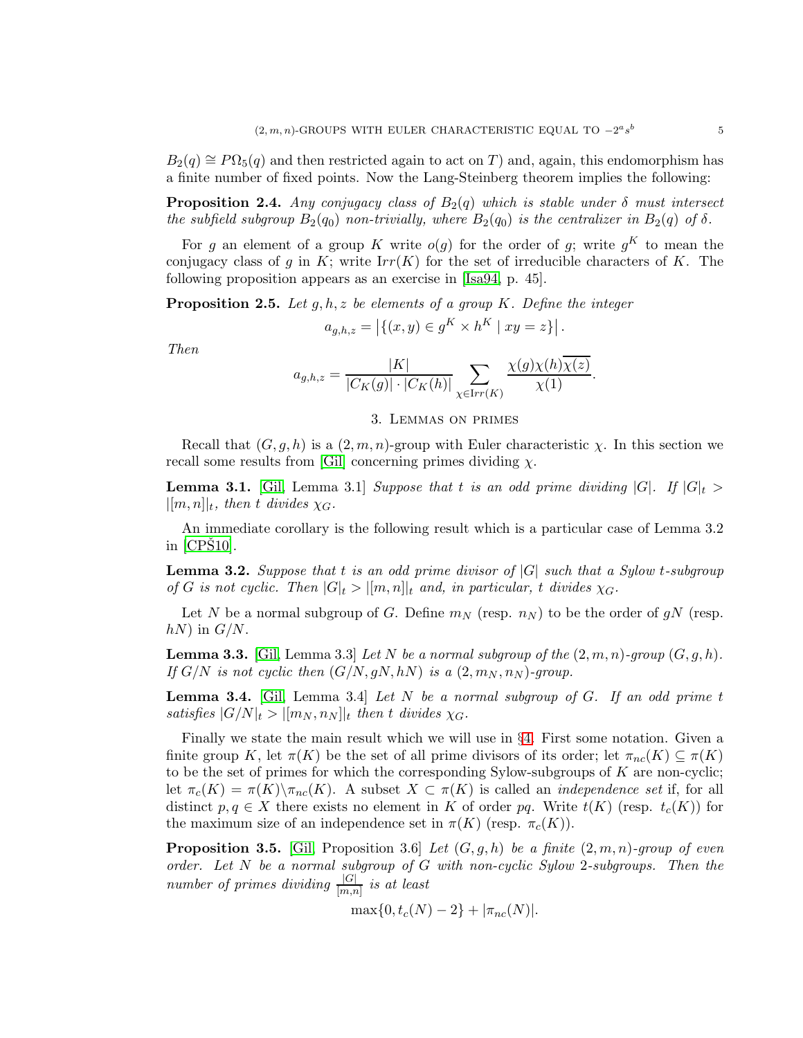$B_2(q) \cong P\Omega_5(q)$ and then restricted again to act on $T$) and, again, this endomorphism has a finite number of fixed points. Now the Lang-Steinberg theorem implies the following:

**Proposition 2.4.** *Any conjugacy class of $B_2(q)$ which is stable under $\delta$ must intersect the subfield subgroup $B_2(q_0)$ non-trivially, where $B_2(q_0)$ is the centralizer in $B_2(q)$ of $\delta$.*

For $g$ an element of a group $K$ write $o(g)$ for the order of $g$; write $g^K$ to mean the conjugacy class of $g$ in $K$; write $\mathrm{Irr}(K)$ for the set of irreducible characters of $K$. The following proposition appears as an exercise in [Isa94, p. 45].

**Proposition 2.5.** *Let $g, h, z$ be elements of a group $K$. Define the integer*

$$a_{g,h,z} = \left|\{(x,y) \in g^K \times h^K \mid xy = z\}\right|.$$

*Then*

$$a_{g,h,z} = \frac{|K|}{|C_K(g)| \cdot |C_K(h)|} \sum_{\chi \in \mathrm{Irr}(K)} \frac{\chi(g)\chi(h)\overline{\chi(z)}}{\chi(1)}.$$

## 3. Lemmas on primes

Recall that $(G, g, h)$ is a $(2, m, n)$-group with Euler characteristic $\chi$. In this section we recall some results from [Gil] concerning primes dividing $\chi$.

**Lemma 3.1.** [Gil, Lemma 3.1] *Suppose that $t$ is an odd prime dividing $|G|$. If $|G|_t > |[m, n]|_t$, then $t$ divides $\chi_G$.*

An immediate corollary is the following result which is a particular case of Lemma 3.2 in [CPŠ10].

**Lemma 3.2.** *Suppose that $t$ is an odd prime divisor of $|G|$ such that a Sylow $t$-subgroup of $G$ is not cyclic. Then $|G|_t > |[m, n]|_t$ and, in particular, $t$ divides $\chi_G$.*

Let $N$ be a normal subgroup of $G$. Define $m_N$ (resp. $n_N$) to be the order of $gN$ (resp. $hN$) in $G/N$.

**Lemma 3.3.** [Gil, Lemma 3.3] *Let $N$ be a normal subgroup of the $(2, m, n)$-group $(G, g, h)$. If $G/N$ is not cyclic then $(G/N, gN, hN)$ is a $(2, m_N, n_N)$-group.*

**Lemma 3.4.** [Gil, Lemma 3.4] *Let $N$ be a normal subgroup of $G$. If an odd prime $t$ satisfies $|G/N|_t > |[m_N, n_N]|_t$ then $t$ divides $\chi_G$.*

Finally we state the main result which we will use in §4. First some notation. Given a finite group $K$, let $\pi(K)$ be the set of all prime divisors of its order; let $\pi_{nc}(K) \subseteq \pi(K)$ to be the set of primes for which the corresponding Sylow-subgroups of $K$ are non-cyclic; let $\pi_c(K) = \pi(K) \setminus \pi_{nc}(K)$. A subset $X \subset \pi(K)$ is called an *independence set* if, for all distinct $p, q \in X$ there exists no element in $K$ of order $pq$. Write $t(K)$ (resp. $t_c(K)$) for the maximum size of an independence set in $\pi(K)$ (resp. $\pi_c(K)$).

**Proposition 3.5.** [Gil, Proposition 3.6] *Let $(G, g, h)$ be a finite $(2, m, n)$-group of even order. Let $N$ be a normal subgroup of $G$ with non-cyclic Sylow 2-subgroups. Then the number of primes dividing $\frac{|G|}{[m,n]}$ is at least*

$$\max\{0, t_c(N) - 2\} + |\pi_{nc}(N)|.$$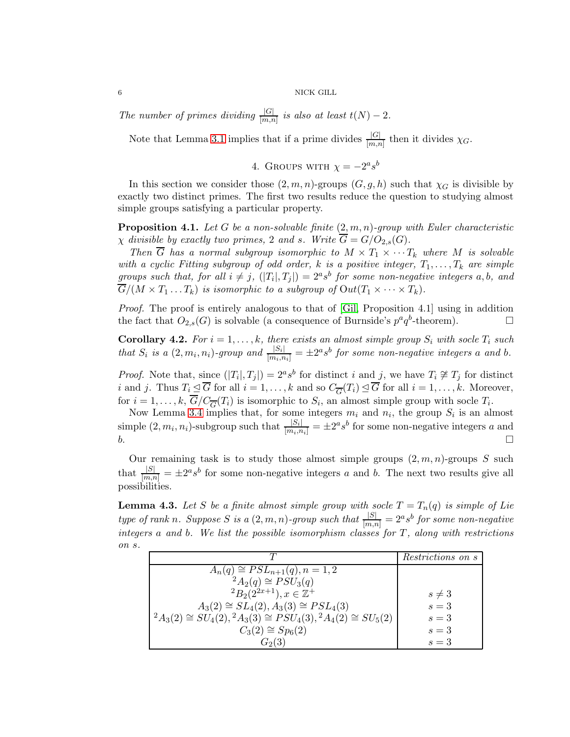*The number of primes dividing $\frac{|G|}{[m,n]}$ is also at least $t(N) - 2$.*

Note that Lemma 3.1 implies that if a prime divides $\frac{|G|}{[m,n]}$ then it divides $\chi_G$.

## 4. Groups with $\chi = -2^a s^b$

In this section we consider those $(2, m, n)$-groups $(G, g, h)$ such that $\chi_G$ is divisible by exactly two distinct primes. The first two results reduce the question to studying almost simple groups satisfying a particular property.

**Proposition 4.1.** *Let $G$ be a non-solvable finite $(2, m, n)$-group with Euler characteristic $\chi$ divisible by exactly two primes, 2 and $s$. Write $\overline{G} = G/O_{2,s}(G)$.*

*Then $\overline{G}$ has a normal subgroup isomorphic to $M \times T_1 \times \cdots T_k$ where $M$ is solvable with a cyclic Fitting subgroup of odd order, $k$ is a positive integer, $T_1, \dots, T_k$ are simple groups such that, for all $i \neq j$, $(|T_i|, T_j|) = 2^a s^b$ for some non-negative integers $a, b$, and $\overline{G}/(M \times T_1 \dots T_k)$ is isomorphic to a subgroup of $\mathrm{Out}(T_1 \times \cdots \times T_k)$.*

*Proof.* The proof is entirely analogous to that of [Gil, Proposition 4.1] using in addition the fact that $O_{2,s}(G)$ is solvable (a consequence of Burnside's $p^a q^b$-theorem). □

**Corollary 4.2.** *For $i = 1, \dots, k$, there exists an almost simple group $S_i$ with socle $T_i$ such that $S_i$ is a $(2, m_i, n_i)$-group and $\frac{|S_i|}{[m_i, n_i]} = \pm 2^a s^b$ for some non-negative integers $a$ and $b$.*

*Proof.* Note that, since $(|T_i|, T_j|) = 2^a s^b$ for distinct $i$ and $j$, we have $T_i \not\cong T_j$ for distinct $i$ and $j$. Thus $T_i \trianglelefteq \overline{G}$ for all $i = 1, \dots, k$ and so $C_{\overline{G}}(T_i) \trianglelefteq \overline{G}$ for all $i = 1, \dots, k$. Moreover, for $i = 1, \dots, k$, $\overline{G}/C_{\overline{G}}(T_i)$ is isomorphic to $S_i$, an almost simple group with socle $T_i$.

Now Lemma 3.4 implies that, for some integers $m_i$ and $n_i$, the group $S_i$ is an almost simple $(2, m_i, n_i)$-subgroup such that $\frac{|S_i|}{[m_i, n_i]} = \pm 2^a s^b$ for some non-negative integers $a$ and $b$. □

Our remaining task is to study those almost simple groups $(2, m, n)$-groups $S$ such that $\frac{|S|}{[m,n]} = \pm 2^a s^b$ for some non-negative integers $a$ and $b$. The next two results give all possibilities.

**Lemma 4.3.** *Let $S$ be a finite almost simple group with socle $T = T_n(q)$ is simple of Lie type of rank $n$. Suppose $S$ is a $(2, m, n)$-group such that $\frac{|S|}{[m,n]} = 2^a s^b$ for some non-negative integers $a$ and $b$. We list the possible isomorphism classes for $T$, along with restrictions on $s$.*

| $T$ | *Restrictions on $s$* |
|---|---|
| $A_n(q) \cong PSL_{n+1}(q), n = 1, 2$ | |
| ${}^2A_2(q) \cong PSU_3(q)$ | |
| ${}^2B_2(2^{2x+1}), x \in \mathbb{Z}^+$ | $s \neq 3$ |
| $A_3(2) \cong SL_4(2), A_3(3) \cong PSL_4(3)$ | $s = 3$ |
| ${}^2A_3(2) \cong SU_4(2), {}^2A_3(3) \cong PSU_4(3), {}^2A_4(2) \cong SU_5(2)$ | $s = 3$ |
| $C_3(2) \cong Sp_6(2)$ | $s = 3$ |
| $G_2(3)$ | $s = 3$ |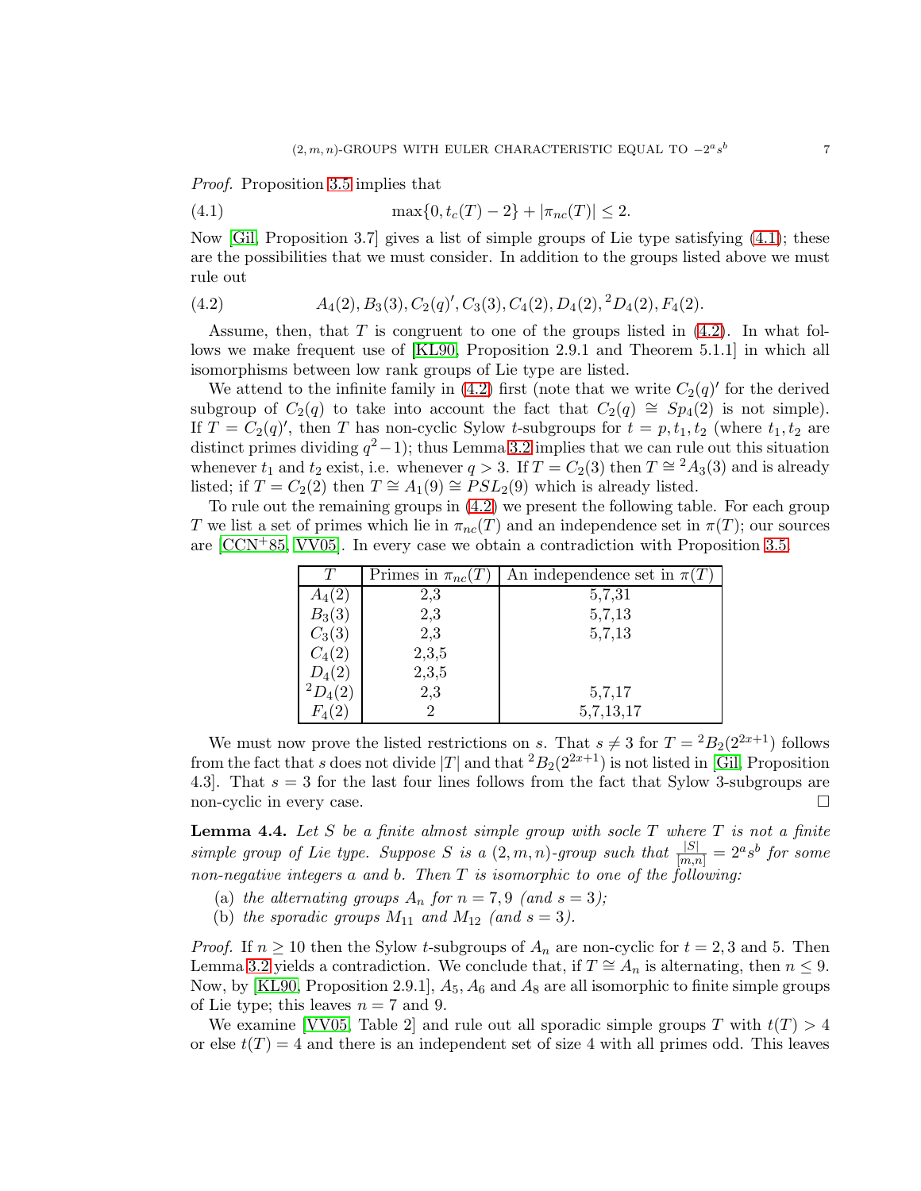*Proof.* Proposition 3.5 implies that

$$\max\{0, t_c(T) - 2\} + |\pi_{nc}(T)| \leq 2. \tag{4.1}$$

Now [Gil, Proposition 3.7] gives a list of simple groups of Lie type satisfying (4.1); these are the possibilities that we must consider. In addition to the groups listed above we must rule out

$$A_4(2), B_3(3), C_2(q)', C_3(3), C_4(2), D_4(2), {}^2D_4(2), F_4(2). \tag{4.2}$$

Assume, then, that $T$ is congruent to one of the groups listed in (4.2). In what follows we make frequent use of [KL90, Proposition 2.9.1 and Theorem 5.1.1] in which all isomorphisms between low rank groups of Lie type are listed.

We attend to the infinite family in (4.2) first (note that we write $C_2(q)'$ for the derived subgroup of $C_2(q)$ to take into account the fact that $C_2(q) \cong Sp_4(2)$ is not simple). If $T = C_2(q)'$, then $T$ has non-cyclic Sylow $t$-subgroups for $t = p, t_1, t_2$ (where $t_1, t_2$ are distinct primes dividing $q^2-1$); thus Lemma 3.2 implies that we can rule out this situation whenever $t_1$ and $t_2$ exist, i.e. whenever $q > 3$. If $T = C_2(3)$ then $T \cong {}^2A_3(3)$ and is already listed; if $T = C_2(2)$ then $T \cong A_1(9) \cong PSL_2(9)$ which is already listed.

To rule out the remaining groups in (4.2) we present the following table. For each group $T$ we list a set of primes which lie in $\pi_{nc}(T)$ and an independence set in $\pi(T)$; our sources are [CCN+85, VV05]. In every case we obtain a contradiction with Proposition 3.5.

| $T$ | Primes in $\pi_{nc}(T)$ | An independence set in $\pi(T)$ |
|---|---|---|
| $A_4(2)$ | 2,3 | 5,7,31 |
| $B_3(3)$ | 2,3 | 5,7,13 |
| $C_3(3)$ | 2,3 | 5,7,13 |
| $C_4(2)$ | 2,3,5 | |
| $D_4(2)$ | 2,3,5 | |
| ${}^2D_4(2)$ | 2,3 | 5,7,17 |
| $F_4(2)$ | 2 | 5,7,13,17 |

We must now prove the listed restrictions on $s$. That $s \neq 3$ for $T = {}^2B_2(2^{2x+1})$ follows from the fact that $s$ does not divide $|T|$ and that ${}^2B_2(2^{2x+1})$ is not listed in [Gil, Proposition 4.3]. That $s = 3$ for the last four lines follows from the fact that Sylow 3-subgroups are non-cyclic in every case. $\square$

**Lemma 4.4.** *Let $S$ be a finite almost simple group with socle $T$ where $T$ is not a finite simple group of Lie type. Suppose $S$ is a $(2, m, n)$-group such that $\frac{|S|}{[m,n]} = 2^a s^b$ for some non-negative integers $a$ and $b$. Then $T$ is isomorphic to one of the following:*

(a) *the alternating groups $A_n$ for $n = 7, 9$ (and $s = 3$);*
(b) *the sporadic groups $M_{11}$ and $M_{12}$ (and $s = 3$).*

*Proof.* If $n \geq 10$ then the Sylow $t$-subgroups of $A_n$ are non-cyclic for $t = 2, 3$ and $5$. Then Lemma 3.2 yields a contradiction. We conclude that, if $T \cong A_n$ is alternating, then $n \leq 9$. Now, by [KL90, Proposition 2.9.1], $A_5$, $A_6$ and $A_8$ are all isomorphic to finite simple groups of Lie type; this leaves $n = 7$ and $9$.

We examine [VV05, Table 2] and rule out all sporadic simple groups $T$ with $t(T) > 4$ or else $t(T) = 4$ and there is an independent set of size 4 with all primes odd. This leaves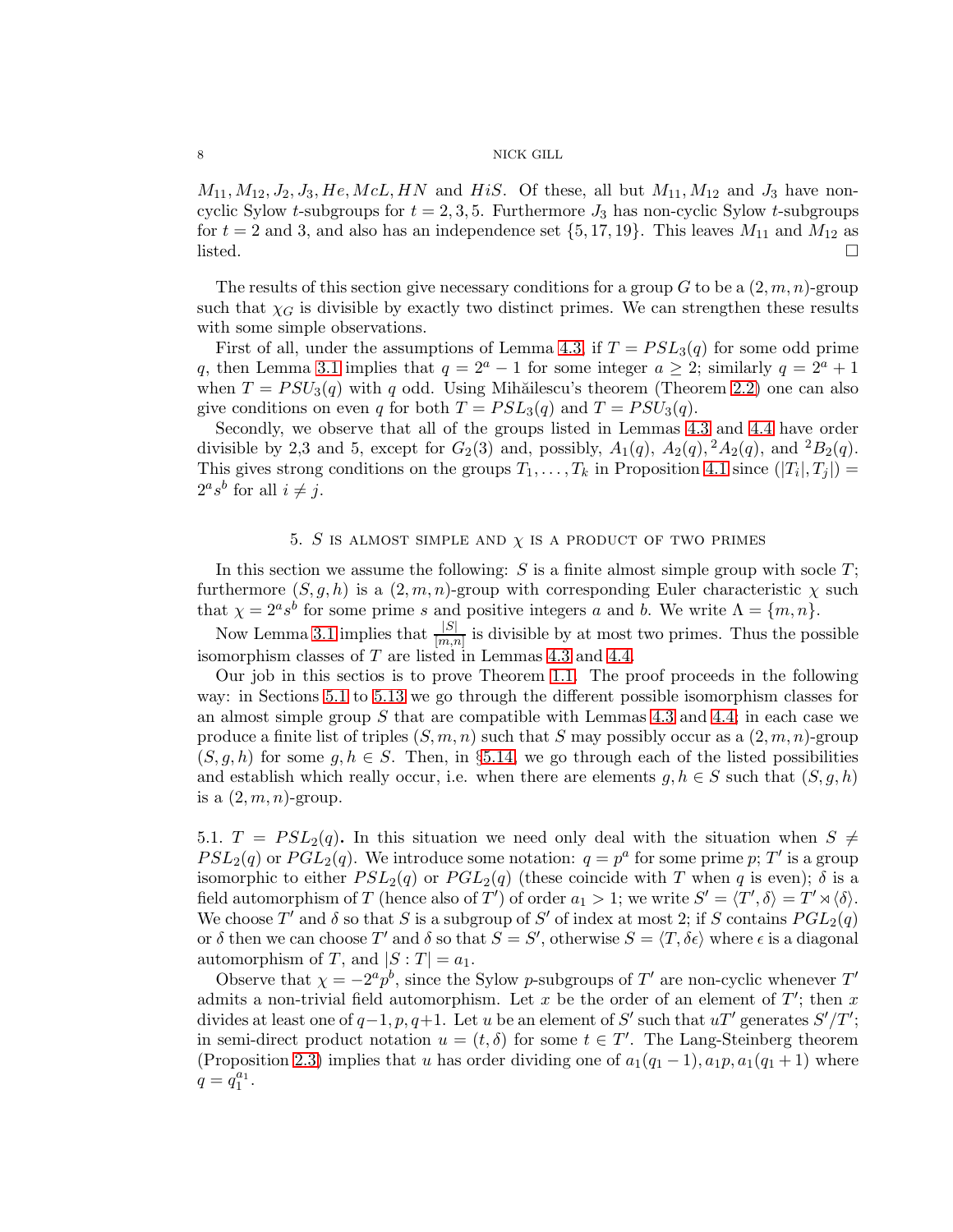$M_{11}, M_{12}, J_2, J_3, He, McL, HN$ and $HiS$. Of these, all but $M_{11}, M_{12}$ and $J_3$ have non-cyclic Sylow $t$-subgroups for $t = 2, 3, 5$. Furthermore $J_3$ has non-cyclic Sylow $t$-subgroups for $t = 2$ and 3, and also has an independence set $\{5, 17, 19\}$. This leaves $M_{11}$ and $M_{12}$ as listed. □

The results of this section give necessary conditions for a group $G$ to be a $(2, m, n)$-group such that $\chi_G$ is divisible by exactly two distinct primes. We can strengthen these results with some simple observations.

First of all, under the assumptions of Lemma 4.3, if $T = PSL_3(q)$ for some odd prime $q$, then Lemma 3.1 implies that $q = 2^a - 1$ for some integer $a \geq 2$; similarly $q = 2^a + 1$ when $T = PSU_3(q)$ with $q$ odd. Using Mihăilescu's theorem (Theorem 2.2) one can also give conditions on even $q$ for both $T = PSL_3(q)$ and $T = PSU_3(q)$.

Secondly, we observe that all of the groups listed in Lemmas 4.3 and 4.4 have order divisible by 2,3 and 5, except for $G_2(3)$ and, possibly, $A_1(q)$, $A_2(q)$, ${}^2A_2(q)$, and ${}^2B_2(q)$. This gives strong conditions on the groups $T_1, \dots, T_k$ in Proposition 4.1 since $(|T_i|, T_j|) = 2^a s^b$ for all $i \neq j$.

## 5. $S$ is almost simple and $\chi$ is a product of two primes

In this section we assume the following: $S$ is a finite almost simple group with socle $T$; furthermore $(S, g, h)$ is a $(2, m, n)$-group with corresponding Euler characteristic $\chi$ such that $\chi = 2^a s^b$ for some prime $s$ and positive integers $a$ and $b$. We write $\Lambda = \{m, n\}$.

Now Lemma 3.1 implies that $\frac{|S|}{[m,n]}$ is divisible by at most two primes. Thus the possible isomorphism classes of $T$ are listed in Lemmas 4.3 and 4.4.

Our job in this sectios is to prove Theorem 1.1. The proof proceeds in the following way: in Sections 5.1 to 5.13 we go through the different possible isomorphism classes for an almost simple group $S$ that are compatible with Lemmas 4.3 and 4.4; in each case we produce a finite list of triples $(S, m, n)$ such that $S$ may possibly occur as a $(2, m, n)$-group $(S, g, h)$ for some $g, h \in S$. Then, in §5.14, we go through each of the listed possibilities and establish which really occur, i.e. when there are elements $g, h \in S$ such that $(S, g, h)$ is a $(2, m, n)$-group.

**5.1. $T = PSL_2(q)$.** In this situation we need only deal with the situation when $S \neq PSL_2(q)$ or $PGL_2(q)$. We introduce some notation: $q = p^a$ for some prime $p$; $T'$ is a group isomorphic to either $PSL_2(q)$ or $PGL_2(q)$ (these coincide with $T$ when $q$ is even); $\delta$ is a field automorphism of $T$ (hence also of $T'$) of order $a_1 > 1$; we write $S' = \langle T', \delta \rangle = T' \rtimes \langle \delta \rangle$. We choose $T'$ and $\delta$ so that $S$ is a subgroup of $S'$ of index at most 2; if $S$ contains $PGL_2(q)$ or $\delta$ then we can choose $T'$ and $\delta$ so that $S = S'$, otherwise $S = \langle T, \delta\epsilon \rangle$ where $\epsilon$ is a diagonal automorphism of $T$, and $|S : T| = a_1$.

Observe that $\chi = -2^a p^b$, since the Sylow $p$-subgroups of $T'$ are non-cyclic whenever $T'$ admits a non-trivial field automorphism. Let $x$ be the order of an element of $T'$; then $x$ divides at least one of $q-1, p, q+1$. Let $u$ be an element of $S'$ such that $uT'$ generates $S'/T'$; in semi-direct product notation $u = (t, \delta)$ for some $t \in T'$. The Lang-Steinberg theorem (Proposition 2.3) implies that $u$ has order dividing one of $a_1(q_1 - 1), a_1 p, a_1(q_1 + 1)$ where $q = q_1^{a_1}$.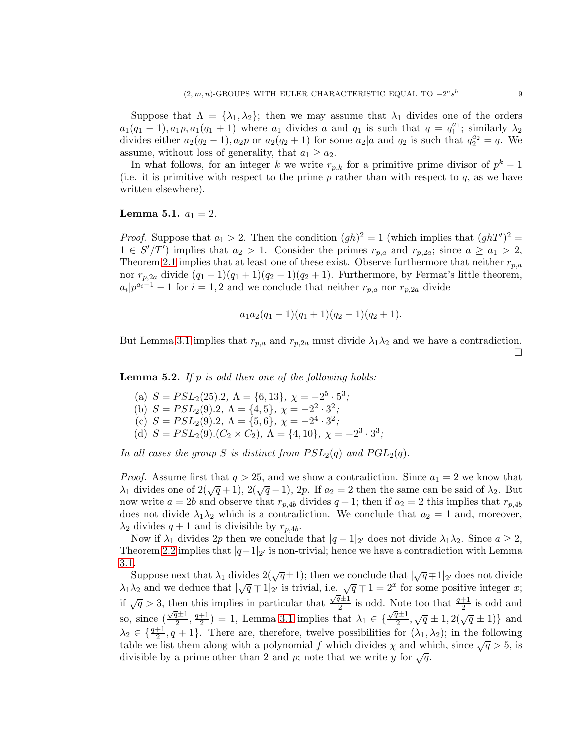Suppose that $\Lambda = \{\lambda_1, \lambda_2\}$; then we may assume that $\lambda_1$ divides one of the orders $a_1(q_1-1), a_1p, a_1(q_1+1)$ where $a_1$ divides $a$ and $q_1$ is such that $q = q_1^{a_1}$; similarly $\lambda_2$ divides either $a_2(q_2-1), a_2p$ or $a_2(q_2+1)$ for some $a_2|a$ and $q_2$ is such that $q_2^{a_2} = q$. We assume, without loss of generality, that $a_1 \geq a_2$.

In what follows, for an integer $k$ we write $r_{p,k}$ for a primitive prime divisor of $p^k - 1$ (i.e. it is primitive with respect to the prime $p$ rather than with respect to $q$, as we have written elsewhere).

**Lemma 5.1.** $a_1 = 2$.

*Proof.* Suppose that $a_1 > 2$. Then the condition $(gh)^2 = 1$ (which implies that $(ghT')^2 = 1 \in S'/T'$) implies that $a_2 > 1$. Consider the primes $r_{p,a}$ and $r_{p,2a}$; since $a \geq a_1 > 2$, Theorem 2.1 implies that at least one of these exist. Observe furthermore that neither $r_{p,a}$ nor $r_{p,2a}$ divide $(q_1-1)(q_1+1)(q_2-1)(q_2+1)$. Furthermore, by Fermat's little theorem, $a_i | p^{a_i - 1} - 1$ for $i = 1, 2$ and we conclude that neither $r_{p,a}$ nor $r_{p,2a}$ divide

$$a_1 a_2 (q_1 - 1)(q_1+1)(q_2-1)(q_2+1).$$

But Lemma 3.1 implies that $r_{p,a}$ and $r_{p,2a}$ must divide $\lambda_1\lambda_2$ and we have a contradiction. □

**Lemma 5.2.** *If $p$ is odd then one of the following holds:*

(a) $S = PSL_2(25).2$, $\Lambda = \{6, 13\}$, $\chi = -2^5 \cdot 5^3$;
(b) $S = PSL_2(9).2$, $\Lambda = \{4, 5\}$, $\chi = -2^2 \cdot 3^2$;
(c) $S = PSL_2(9).2$, $\Lambda = \{5, 6\}$, $\chi = -2^4 \cdot 3^2$;
(d) $S = PSL_2(9).(C_2 \times C_2)$, $\Lambda = \{4, 10\}$, $\chi = -2^3 \cdot 3^3$;

*In all cases the group $S$ is distinct from $PSL_2(q)$ and $PGL_2(q)$.*

*Proof.* Assume first that $q > 25$, and we show a contradiction. Since $a_1 = 2$ we know that $\lambda_1$ divides one of $2(\sqrt{q}+1)$, $2(\sqrt{q}-1)$, $2p$. If $a_2 = 2$ then the same can be said of $\lambda_2$. But now write $a = 2b$ and observe that $r_{p,4b}$ divides $q+1$; then if $a_2 = 2$ this implies that $r_{p,4b}$ does not divide $\lambda_1\lambda_2$ which is a contradiction. We conclude that $a_2 = 1$ and, moreover, $\lambda_2$ divides $q+1$ and is divisible by $r_{p,4b}$.

Now if $\lambda_1$ divides $2p$ then we conclude that $|q-1|_{2'}$ does not divide $\lambda_1\lambda_2$. Since $a \geq 2$, Theorem 2.2 implies that $|q-1|_{2'}$ is non-trivial; hence we have a contradiction with Lemma 3.1.

Suppose next that $\lambda_1$ divides $2(\sqrt{q} \pm 1)$; then we conclude that $|\sqrt{q} \mp 1|_{2'}$ does not divide $\lambda_1\lambda_2$ and we deduce that $|\sqrt{q} \mp 1|_{2'}$ is trivial, i.e. $\sqrt{q} \mp 1 = 2^x$ for some positive integer $x$; if $\sqrt{q} > 3$, then this implies in particular that $\frac{\sqrt{q}\pm 1}{2}$ is odd. Note too that $\frac{q+1}{2}$ is odd and so, since $(\frac{\sqrt{q}\pm 1}{2}, \frac{q+1}{2}) = 1$, Lemma 3.1 implies that $\lambda_1 \in \{\frac{\sqrt{q}\pm 1}{2}, \sqrt{q} \pm 1, 2(\sqrt{q} \pm 1)\}$ and $\lambda_2 \in \{\frac{q+1}{2}, q+1\}$. There are, therefore, twelve possibilities for $(\lambda_1, \lambda_2)$; in the following table we list them along with a polynomial $f$ which divides $\chi$ and which, since $\sqrt{q} > 5$, is divisible by a prime other than 2 and $p$; note that we write $y$ for $\sqrt{q}$.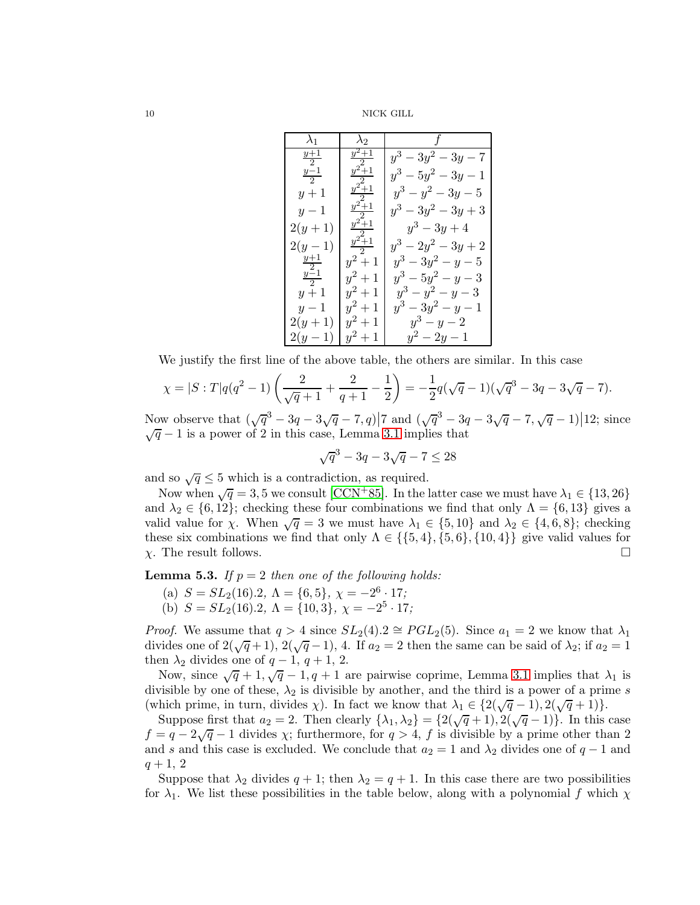| $\lambda_1$ | $\lambda_2$ | $f$ |
|---|---|---|
| $\frac{y+1}{2}$ | $\frac{y^2+1}{2}$ | $y^3-3y^2-3y-7$ |
| $\frac{y-1}{2}$ | $\frac{y^2+1}{2}$ | $y^3-5y^2-3y-1$ |
| $y+1$ | $\frac{y^2+1}{2}$ | $y^3-y^2-3y-5$ |
| $y-1$ | $\frac{y^2+1}{2}$ | $y^3-3y^2-3y+3$ |
| $2(y+1)$ | $\frac{y^2+1}{2}$ | $y^3-3y+4$ |
| $2(y-1)$ | $\frac{y^2+1}{2}$ | $y^3-2y^2-3y+2$ |
| $\frac{y+1}{2}$ | $y^2+1$ | $y^3-3y^2-y-5$ |
| $\frac{y-1}{2}$ | $y^2+1$ | $y^3-5y^2-y-3$ |
| $y+1$ | $y^2+1$ | $y^3-y^2-y-3$ |
| $y-1$ | $y^2+1$ | $y^3-3y^2-y-1$ |
| $2(y+1)$ | $y^2+1$ | $y^3-y-2$ |
| $2(y-1)$ | $y^2+1$ | $y^2-2y-1$ |

We justify the first line of the above table, the others are similar. In this case

$$\chi = |S:T|q(q^2-1)\left(\frac{2}{\sqrt{q}+1}+\frac{2}{q+1}-\frac{1}{2}\right) = -\frac{1}{2}q(\sqrt{q}-1)(\sqrt{q}^3-3q-3\sqrt{q}-7).$$

Now observe that $(\sqrt{q}^3-3q-3\sqrt{q}-7,q)\big|7$ and $(\sqrt{q}^3-3q-3\sqrt{q}-7,\sqrt{q}-1)\big|12$; since $\sqrt{q}-1$ is a power of 2 in this case, Lemma 3.1 implies that

$$\sqrt{q}^3-3q-3\sqrt{q}-7\leq 28$$

and so $\sqrt{q}\leq 5$ which is a contradiction, as required.

Now when $\sqrt{q}=3,5$ we consult [CCN+85]. In the latter case we must have $\lambda_1\in\{13,26\}$ and $\lambda_2\in\{6,12\}$; checking these four combinations we find that only $\Lambda=\{6,13\}$ gives a valid value for $\chi$. When $\sqrt{q}=3$ we must have $\lambda_1\in\{5,10\}$ and $\lambda_2\in\{4,6,8\}$; checking these six combinations we find that only $\Lambda\in\{\{5,4\},\{5,6\},\{10,4\}\}$ give valid values for $\chi$. The result follows. $\square$

**Lemma 5.3.** *If $p=2$ then one of the following holds:*

(a) *$S=SL_2(16).2$, $\Lambda=\{6,5\}$, $\chi=-2^6\cdot 17$;*
(b) *$S=SL_2(16).2$, $\Lambda=\{10,3\}$, $\chi=-2^5\cdot 17$;*

*Proof.* We assume that $q>4$ since $SL_2(4).2\cong PGL_2(5)$. Since $a_1=2$ we know that $\lambda_1$ divides one of $2(\sqrt{q}+1)$, $2(\sqrt{q}-1)$, 4. If $a_2=2$ then the same can be said of $\lambda_2$; if $a_2=1$ then $\lambda_2$ divides one of $q-1$, $q+1$, 2.

Now, since $\sqrt{q}+1,\sqrt{q}-1,q+1$ are pairwise coprime, Lemma 3.1 implies that $\lambda_1$ is divisible by one of these, $\lambda_2$ is divisible by another, and the third is a power of a prime $s$ (which prime, in turn, divides $\chi$). In fact we know that $\lambda_1\in\{2(\sqrt{q}-1),2(\sqrt{q}+1)\}$.

Suppose first that $a_2=2$. Then clearly $\{\lambda_1,\lambda_2\}=\{2(\sqrt{q}+1),2(\sqrt{q}-1)\}$. In this case $f=q-2\sqrt{q}-1$ divides $\chi$; furthermore, for $q>4$, $f$ is divisible by a prime other than 2 and $s$ and this case is excluded. We conclude that $a_2=1$ and $\lambda_2$ divides one of $q-1$ and $q+1$, 2

Suppose that $\lambda_2$ divides $q+1$; then $\lambda_2=q+1$. In this case there are two possibilities for $\lambda_1$. We list these possibilities in the table below, along with a polynomial $f$ which $\chi$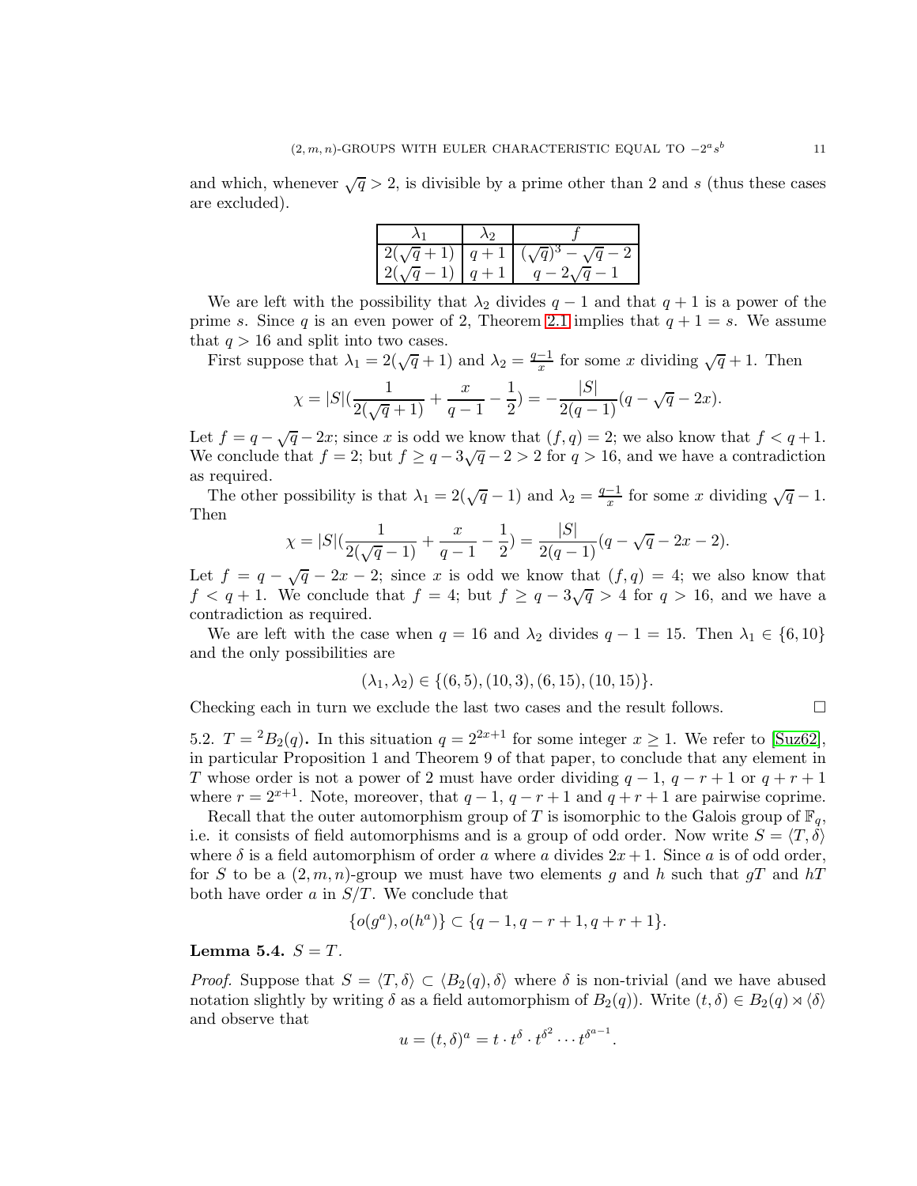and which, whenever $\sqrt{q} > 2$, is divisible by a prime other than 2 and $s$ (thus these cases are excluded).

| $\lambda_1$ | $\lambda_2$ | $f$ |
|---|---|---|
| $2(\sqrt{q}+1)$ | $q+1$ | $(\sqrt{q})^3 - \sqrt{q} - 2$ |
| $2(\sqrt{q}-1)$ | $q+1$ | $q - 2\sqrt{q} - 1$ |

We are left with the possibility that $\lambda_2$ divides $q-1$ and that $q+1$ is a power of the prime $s$. Since $q$ is an even power of 2, Theorem 2.1 implies that $q+1 = s$. We assume that $q > 16$ and split into two cases.

First suppose that $\lambda_1 = 2(\sqrt{q}+1)$ and $\lambda_2 = \frac{q-1}{x}$ for some $x$ dividing $\sqrt{q}+1$. Then

$$\chi = |S|\left(\frac{1}{2(\sqrt{q}+1)} + \frac{x}{q-1} - \frac{1}{2}\right) = -\frac{|S|}{2(q-1)}(q - \sqrt{q} - 2x).$$

Let $f = q - \sqrt{q} - 2x$; since $x$ is odd we know that $(f, q) = 2$; we also know that $f < q+1$. We conclude that $f = 2$; but $f \geq q - 3\sqrt{q} - 2 > 2$ for $q > 16$, and we have a contradiction as required.

The other possibility is that $\lambda_1 = 2(\sqrt{q}-1)$ and $\lambda_2 = \frac{q-1}{x}$ for some $x$ dividing $\sqrt{q}-1$. Then

$$\chi = |S|\left(\frac{1}{2(\sqrt{q}-1)} + \frac{x}{q-1} - \frac{1}{2}\right) = \frac{|S|}{2(q-1)}(q - \sqrt{q} - 2x - 2).$$

Let $f = q - \sqrt{q} - 2x - 2$; since $x$ is odd we know that $(f, q) = 4$; we also know that $f < q+1$. We conclude that $f = 4$; but $f \geq q - 3\sqrt{q} > 4$ for $q > 16$, and we have a contradiction as required.

We are left with the case when $q = 16$ and $\lambda_2$ divides $q - 1 = 15$. Then $\lambda_1 \in \{6, 10\}$ and the only possibilities are

$$(\lambda_1, \lambda_2) \in \{(6,5), (10,3), (6,15), (10,15)\}.$$

Checking each in turn we exclude the last two cases and the result follows. $\square$

5.2. $T = {}^2B_2(q)$**.** In this situation $q = 2^{2x+1}$ for some integer $x \geq 1$. We refer to [Suz62], in particular Proposition 1 and Theorem 9 of that paper, to conclude that any element in $T$ whose order is not a power of 2 must have order dividing $q-1$, $q-r+1$ or $q+r+1$ where $r = 2^{x+1}$. Note, moreover, that $q-1$, $q-r+1$ and $q+r+1$ are pairwise coprime.

Recall that the outer automorphism group of $T$ is isomorphic to the Galois group of $\mathbb{F}_q$, i.e. it consists of field automorphisms and is a group of odd order. Now write $S = \langle T, \delta \rangle$ where $\delta$ is a field automorphism of order $a$ where $a$ divides $2x+1$. Since $a$ is of odd order, for $S$ to be a $(2,m,n)$-group we must have two elements $g$ and $h$ such that $gT$ and $hT$ both have order $a$ in $S/T$. We conclude that

$$\{o(g^a), o(h^a)\} \subset \{q-1, q-r+1, q+r+1\}.$$

**Lemma 5.4.** $S = T$.

*Proof.* Suppose that $S = \langle T, \delta \rangle \subset \langle B_2(q), \delta \rangle$ where $\delta$ is non-trivial (and we have abused notation slightly by writing $\delta$ as a field automorphism of $B_2(q)$). Write $(t, \delta) \in B_2(q) \rtimes \langle \delta \rangle$ and observe that

$$u = (t, \delta)^a = t \cdot t^{\delta} \cdot t^{\delta^2} \cdots t^{\delta^{a-1}}.$$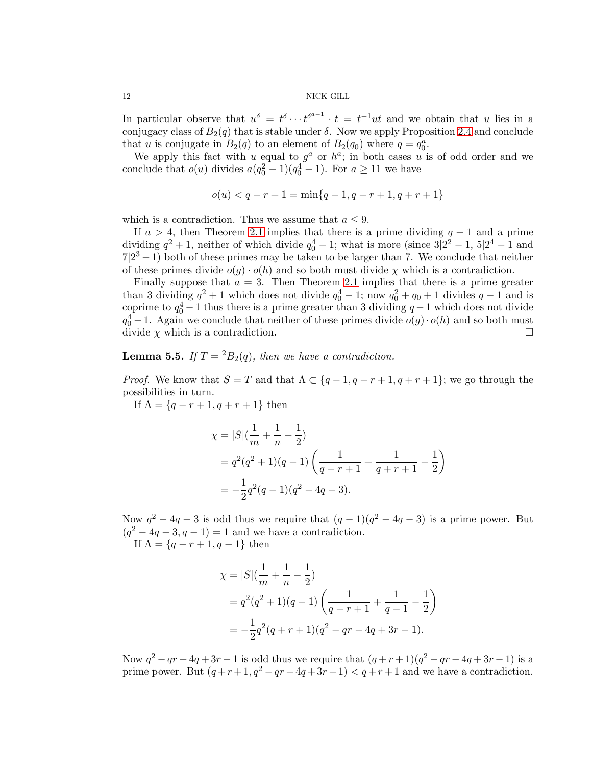In particular observe that $u^\delta = t^\delta \cdots t^{\delta^{a-1}} \cdot t = t^{-1}ut$ and we obtain that $u$ lies in a conjugacy class of $B_2(q)$ that is stable under $\delta$. Now we apply Proposition 2.4 and conclude that $u$ is conjugate in $B_2(q)$ to an element of $B_2(q_0)$ where $q = q_0^a$.

We apply this fact with $u$ equal to $g^a$ or $h^a$; in both cases $u$ is of odd order and we conclude that $o(u)$ divides $a(q_0^2-1)(q_0^4-1)$. For $a \geq 11$ we have

$$o(u) < q - r + 1 = \min\{q-1, q-r+1, q+r+1\}$$

which is a contradiction. Thus we assume that $a \leq 9$.

If $a > 4$, then Theorem 2.1 implies that there is a prime dividing $q-1$ and a prime dividing $q^2+1$, neither of which divide $q_0^4-1$; what is more (since $3|2^2-1$, $5|2^4-1$ and $7|2^3-1$) both of these primes may be taken to be larger than 7. We conclude that neither of these primes divide $o(g) \cdot o(h)$ and so both must divide $\chi$ which is a contradiction.

Finally suppose that $a = 3$. Then Theorem 2.1 implies that there is a prime greater than 3 dividing $q^2+1$ which does not divide $q_0^4-1$; now $q_0^2+q_0+1$ divides $q-1$ and is coprime to $q_0^4-1$ thus there is a prime greater than 3 dividing $q-1$ which does not divide $q_0^4-1$. Again we conclude that neither of these primes divide $o(g) \cdot o(h)$ and so both must divide $\chi$ which is a contradiction. ∎

**Lemma 5.5.** *If $T = {}^2B_2(q)$, then we have a contradiction.*

*Proof.* We know that $S = T$ and that $\Lambda \subset \{q-1, q-r+1, q+r+1\}$; we go through the possibilities in turn.

If $\Lambda = \{q-r+1, q+r+1\}$ then

$$\begin{aligned}
\chi &= |S|(\frac{1}{m} + \frac{1}{n} - \frac{1}{2}) \\
&= q^2(q^2+1)(q-1)\left(\frac{1}{q-r+1} + \frac{1}{q+r+1} - \frac{1}{2}\right) \\
&= -\frac{1}{2}q^2(q-1)(q^2-4q-3).
\end{aligned}$$

Now $q^2-4q-3$ is odd thus we require that $(q-1)(q^2-4q-3)$ is a prime power. But $(q^2-4q-3, q-1) = 1$ and we have a contradiction.

If $\Lambda = \{q-r+1, q-1\}$ then

$$\begin{aligned}
\chi &= |S|(\frac{1}{m} + \frac{1}{n} - \frac{1}{2}) \\
&= q^2(q^2+1)(q-1)\left(\frac{1}{q-r+1} + \frac{1}{q-1} - \frac{1}{2}\right) \\
&= -\frac{1}{2}q^2(q+r+1)(q^2-qr-4q+3r-1).
\end{aligned}$$

Now $q^2-qr-4q+3r-1$ is odd thus we require that $(q+r+1)(q^2-qr-4q+3r-1)$ is a prime power. But $(q+r+1, q^2-qr-4q+3r-1) < q+r+1$ and we have a contradiction.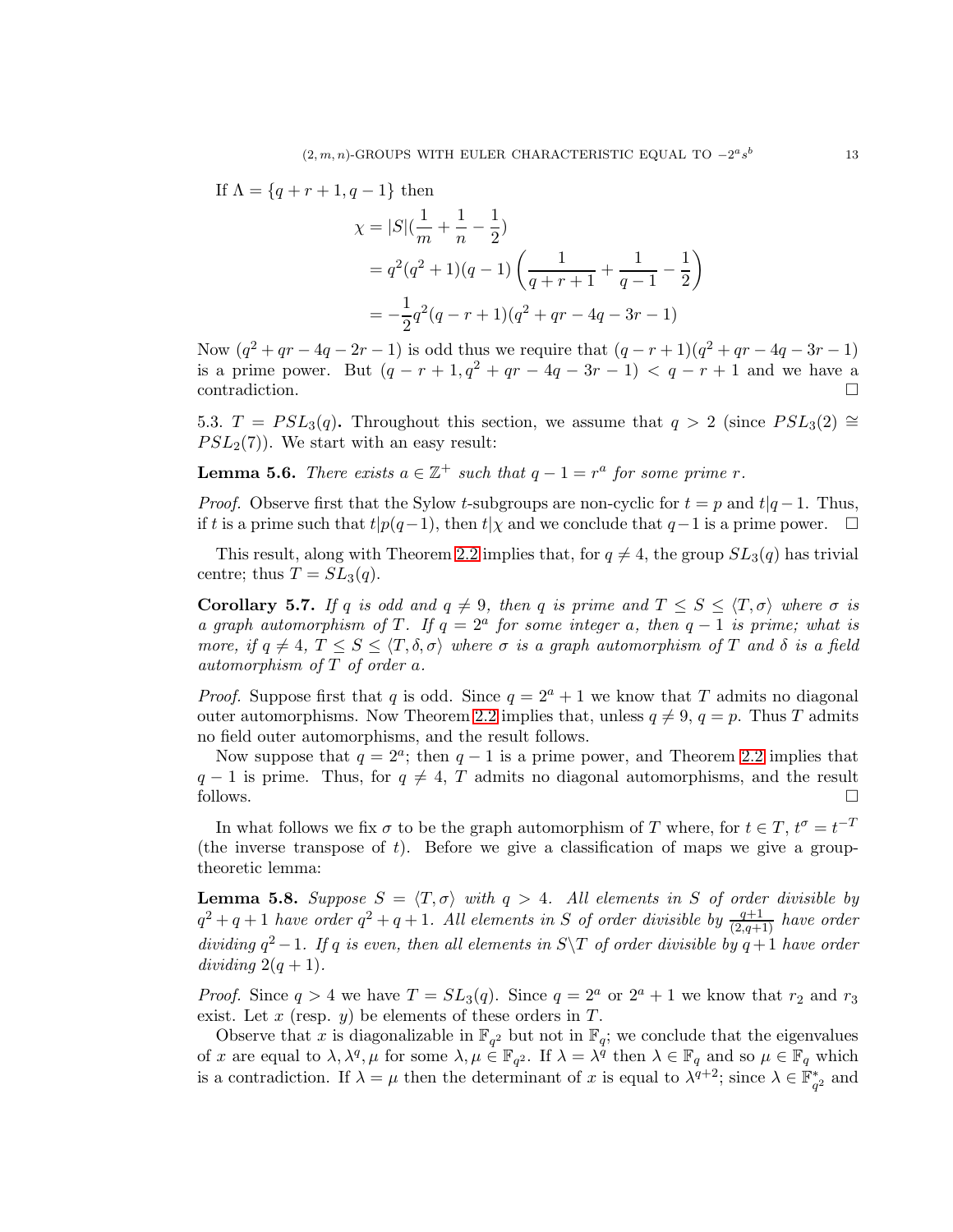If $\Lambda = \{q+r+1, q-1\}$ then

$$\begin{aligned}
\chi &= |S|(\frac{1}{m} + \frac{1}{n} - \frac{1}{2}) \\
&= q^2(q^2+1)(q-1)\left(\frac{1}{q+r+1} + \frac{1}{q-1} - \frac{1}{2}\right) \\
&= -\frac{1}{2}q^2(q-r+1)(q^2+qr-4q-3r-1)
\end{aligned}$$

Now $(q^2+qr-4q-2r-1)$ is odd thus we require that $(q-r+1)(q^2+qr-4q-3r-1)$ is a prime power. But $(q-r+1, q^2+qr-4q-3r-1) < q-r+1$ and we have a contradiction. $\square$

5.3. $T = PSL_3(q)$**.** Throughout this section, we assume that $q > 2$ (since $PSL_3(2) \cong PSL_2(7)$). We start with an easy result:

**Lemma 5.6.** *There exists $a \in \mathbb{Z}^+$ such that $q-1 = r^a$ for some prime $r$.*

*Proof.* Observe first that the Sylow $t$-subgroups are non-cyclic for $t = p$ and $t|q-1$. Thus, if $t$ is a prime such that $t|p(q-1)$, then $t|\chi$ and we conclude that $q-1$ is a prime power. $\square$

This result, along with Theorem 2.2 implies that, for $q \neq 4$, the group $SL_3(q)$ has trivial centre; thus $T = SL_3(q)$.

**Corollary 5.7.** *If $q$ is odd and $q \neq 9$, then $q$ is prime and $T \leq S \leq \langle T, \sigma\rangle$ where $\sigma$ is a graph automorphism of $T$. If $q = 2^a$ for some integer $a$, then $q-1$ is prime; what is more, if $q \neq 4$, $T \leq S \leq \langle T, \delta, \sigma\rangle$ where $\sigma$ is a graph automorphism of $T$ and $\delta$ is a field automorphism of $T$ of order $a$.*

*Proof.* Suppose first that $q$ is odd. Since $q = 2^a+1$ we know that $T$ admits no diagonal outer automorphisms. Now Theorem 2.2 implies that, unless $q \neq 9$, $q = p$. Thus $T$ admits no field outer automorphisms, and the result follows.

Now suppose that $q = 2^a$; then $q-1$ is a prime power, and Theorem 2.2 implies that $q-1$ is prime. Thus, for $q \neq 4$, $T$ admits no diagonal automorphisms, and the result follows. $\square$

In what follows we fix $\sigma$ to be the graph automorphism of $T$ where, for $t \in T$, $t^\sigma = t^{-T}$ (the inverse transpose of $t$). Before we give a classification of maps we give a group-theoretic lemma:

**Lemma 5.8.** *Suppose $S = \langle T, \sigma\rangle$ with $q > 4$. All elements in $S$ of order divisible by $q^2+q+1$ have order $q^2+q+1$. All elements in $S$ of order divisible by $\frac{q+1}{(2,q+1)}$ have order dividing $q^2-1$. If $q$ is even, then all elements in $S\backslash T$ of order divisible by $q+1$ have order dividing $2(q+1)$.*

*Proof.* Since $q > 4$ we have $T = SL_3(q)$. Since $q = 2^a$ or $2^a+1$ we know that $r_2$ and $r_3$ exist. Let $x$ (resp. $y$) be elements of these orders in $T$.

Observe that $x$ is diagonalizable in $\mathbb{F}_{q^2}$ but not in $\mathbb{F}_q$; we conclude that the eigenvalues of $x$ are equal to $\lambda, \lambda^q, \mu$ for some $\lambda, \mu \in \mathbb{F}_{q^2}$. If $\lambda = \lambda^q$ then $\lambda \in \mathbb{F}_q$ and so $\mu \in \mathbb{F}_q$ which is a contradiction. If $\lambda = \mu$ then the determinant of $x$ is equal to $\lambda^{q+2}$; since $\lambda \in \mathbb{F}_{q^2}^*$ and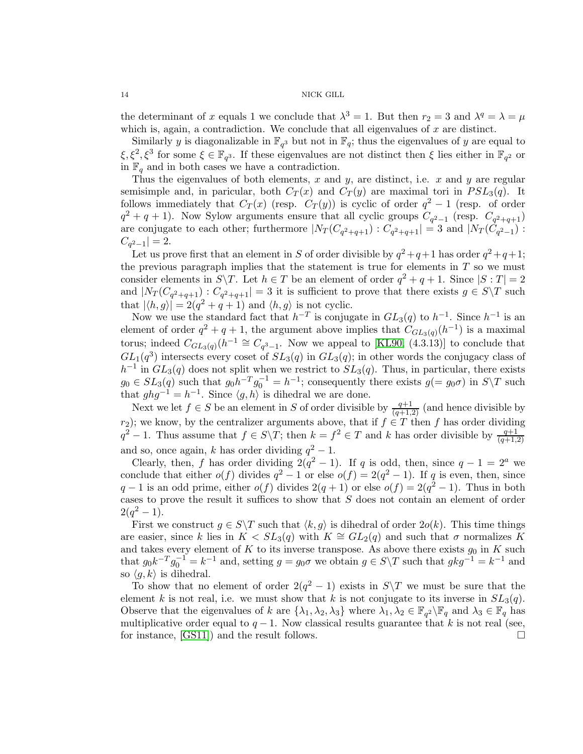the determinant of $x$ equals 1 we conclude that $\lambda^3 = 1$. But then $r_2 = 3$ and $\lambda^q = \lambda = \mu$ which is, again, a contradiction. We conclude that all eigenvalues of $x$ are distinct.

Similarly $y$ is diagonalizable in $\mathbb{F}_{q^3}$ but not in $\mathbb{F}_q$; thus the eigenvalues of $y$ are equal to $\xi, \xi^2, \xi^3$ for some $\xi \in \mathbb{F}_{q^3}$. If these eigenvalues are not distinct then $\xi$ lies either in $\mathbb{F}_{q^2}$ or in $\mathbb{F}_q$ and in both cases we have a contradiction.

Thus the eigenvalues of both elements, $x$ and $y$, are distinct, i.e. $x$ and $y$ are regular semisimple and, in paricular, both $C_T(x)$ and $C_T(y)$ are maximal tori in $PSL_3(q)$. It follows immediately that $C_T(x)$ (resp. $C_T(y)$) is cyclic of order $q^2-1$ (resp. of order $q^2+q+1$). Now Sylow arguments ensure that all cyclic groups $C_{q^2-1}$ (resp. $C_{q^2+q+1}$) are conjugate to each other; furthermore $|N_T(C_{q^2+q+1}) : C_{q^2+q+1}| = 3$ and $|N_T(C_{q^2-1}) : C_{q^2-1}| = 2$.

Let us prove first that an element in $S$ of order divisible by $q^2+q+1$ has order $q^2+q+1$; the previous paragraph implies that the statement is true for elements in $T$ so we must consider elements in $S\backslash T$. Let $h \in T$ be an element of order $q^2+q+1$. Since $|S:T| = 2$ and $|N_T(C_{q^2+q+1}) : C_{q^2+q+1}| = 3$ it is sufficient to prove that there exists $g \in S\backslash T$ such that $|\langle h, g\rangle| = 2(q^2+q+1)$ and $\langle h, g\rangle$ is not cyclic.

Now we use the standard fact that $h^{-T}$ is conjugate in $GL_3(q)$ to $h^{-1}$. Since $h^{-1}$ is an element of order $q^2+q+1$, the argument above implies that $C_{GL_3(q)}(h^{-1})$ is a maximal torus; indeed $C_{GL_3(q)}(h^{-1} \cong C_{q^3-1}$. Now we appeal to [KL90, (4.3.13)] to conclude that $GL_1(q^3)$ intersects every coset of $SL_3(q)$ in $GL_3(q)$; in other words the conjugacy class of $h^{-1}$ in $GL_3(q)$ does not split when we restrict to $SL_3(q)$. Thus, in particular, there exists $g_0 \in SL_3(q)$ such that $g_0 h^{-T} g_0^{-1} = h^{-1}$; consequently there exists $g (= g_0\sigma)$ in $S\backslash T$ such that $ghg^{-1} = h^{-1}$. Since $\langle g, h\rangle$ is dihedral we are done.

Next we let $f \in S$ be an element in $S$ of order divisible by $\frac{q+1}{(q+1,2)}$ (and hence divisible by $r_2$); we know, by the centralizer arguments above, that if $f \in T$ then $f$ has order dividing $q^2-1$. Thus assume that $f \in S\backslash T$; then $k = f^2 \in T$ and $k$ has order divisible by $\frac{q+1}{(q+1,2)}$ and so, once again, $k$ has order dividing $q^2-1$.

Clearly, then, $f$ has order dividing $2(q^2-1)$. If $q$ is odd, then, since $q-1 = 2^a$ we conclude that either $o(f)$ divides $q^2-1$ or else $o(f) = 2(q^2-1)$. If $q$ is even, then, since $q-1$ is an odd prime, either $o(f)$ divides $2(q+1)$ or else $o(f) = 2(q^2-1)$. Thus in both cases to prove the result it suffices to show that $S$ does not contain an element of order $2(q^2-1)$.

First we construct $g \in S\backslash T$ such that $\langle k, g\rangle$ is dihedral of order $2o(k)$. This time things are easier, since $k$ lies in $K < SL_3(q)$ with $K \cong GL_2(q)$ and such that $\sigma$ normalizes $K$ and takes every element of $K$ to its inverse transpose. As above there exists $g_0$ in $K$ such that $g_0 k^{-T} g_0^{-1} = k^{-1}$ and, setting $g = g_0\sigma$ we obtain $g \in S\backslash T$ such that $gkg^{-1} = k^{-1}$ and so $\langle g, k\rangle$ is dihedral.

To show that no element of order $2(q^2-1)$ exists in $S\backslash T$ we must be sure that the element $k$ is not real, i.e. we must show that $k$ is not conjugate to its inverse in $SL_3(q)$. Observe that the eigenvalues of $k$ are $\{\lambda_1, \lambda_2, \lambda_3\}$ where $\lambda_1, \lambda_2 \in \mathbb{F}_{q^2}\backslash\mathbb{F}_q$ and $\lambda_3 \in \mathbb{F}_q$ has multiplicative order equal to $q-1$. Now classical results guarantee that $k$ is not real (see, for instance, [GS11]) and the result follows. $\square$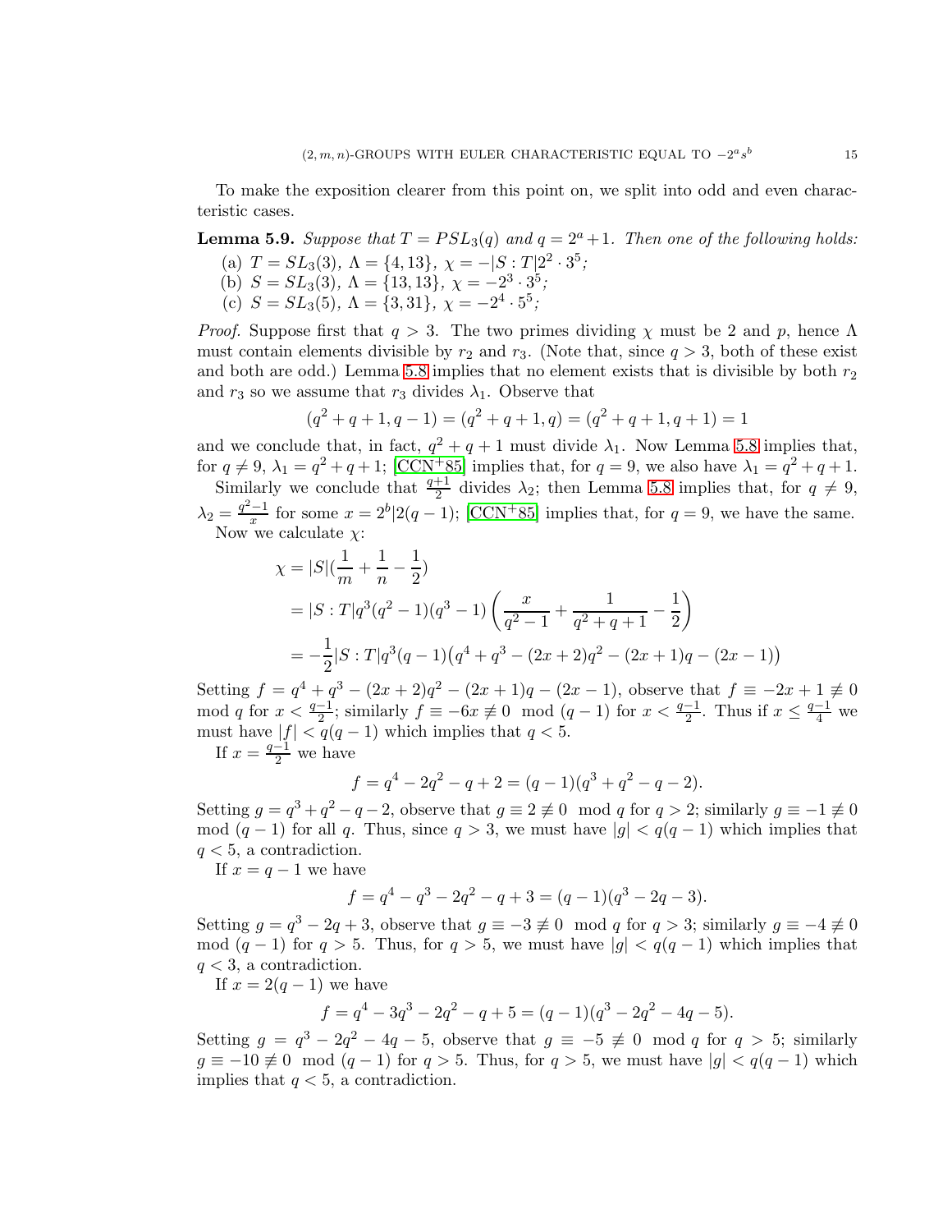To make the exposition clearer from this point on, we split into odd and even characteristic cases.

**Lemma 5.9.** *Suppose that $T = PSL_3(q)$ and $q = 2^a + 1$. Then one of the following holds:*

(a) *$T = SL_3(3)$, $\Lambda = \{4, 13\}$, $\chi = -|S : T| 2^2 \cdot 3^5$;*

(b) *$S = SL_3(3)$, $\Lambda = \{13, 13\}$, $\chi = -2^3 \cdot 3^5$;*

(c) *$S = SL_3(5)$, $\Lambda = \{3, 31\}$, $\chi = -2^4 \cdot 5^5$;*

*Proof.* Suppose first that $q > 3$. The two primes dividing $\chi$ must be 2 and $p$, hence $\Lambda$ must contain elements divisible by $r_2$ and $r_3$. (Note that, since $q > 3$, both of these exist and both are odd.) Lemma 5.8 implies that no element exists that is divisible by both $r_2$ and $r_3$ so we assume that $r_3$ divides $\lambda_1$. Observe that

$$(q^2 + q + 1, q - 1) = (q^2 + q + 1, q) = (q^2 + q + 1, q + 1) = 1$$

and we conclude that, in fact, $q^2 + q + 1$ must divide $\lambda_1$. Now Lemma 5.8 implies that, for $q \neq 9$, $\lambda_1 = q^2 + q + 1$; [CCN+85] implies that, for $q = 9$, we also have $\lambda_1 = q^2 + q + 1$.

Similarly we conclude that $\frac{q+1}{2}$ divides $\lambda_2$; then Lemma 5.8 implies that, for $q \neq 9$, $\lambda_2 = \frac{q^2-1}{x}$ for some $x = 2^b | 2(q-1)$; [CCN+85] implies that, for $q = 9$, we have the same.

Now we calculate $\chi$:

$$\begin{aligned}
\chi &= |S|\left(\frac{1}{m} + \frac{1}{n} - \frac{1}{2}\right) \\
&= |S : T| q^3 (q^2 - 1)(q^3 - 1) \left( \frac{x}{q^2 - 1} + \frac{1}{q^2 + q + 1} - \frac{1}{2} \right) \\
&= -\frac{1}{2} |S : T| q^3 (q - 1)\big(q^4 + q^3 - (2x + 2)q^2 - (2x + 1)q - (2x - 1)\big)
\end{aligned}$$

Setting $f = q^4 + q^3 - (2x + 2)q^2 - (2x + 1)q - (2x - 1)$, observe that $f \equiv -2x + 1 \not\equiv 0 \mod q$ for $x < \frac{q-1}{2}$; similarly $f \equiv -6x \not\equiv 0 \mod (q - 1)$ for $x < \frac{q-1}{2}$. Thus if $x \leq \frac{q-1}{4}$ we must have $|f| < q(q - 1)$ which implies that $q < 5$.

If $x = \frac{q-1}{2}$ we have

$$f = q^4 - 2q^2 - q + 2 = (q - 1)(q^3 + q^2 - q - 2).$$

Setting $g = q^3 + q^2 - q - 2$, observe that $g \equiv 2 \not\equiv 0 \mod q$ for $q > 2$; similarly $g \equiv -1 \not\equiv 0 \mod (q - 1)$ for all $q$. Thus, since $q > 3$, we must have $|g| < q(q - 1)$ which implies that $q < 5$, a contradiction.

If $x = q - 1$ we have

$$f = q^4 - q^3 - 2q^2 - q + 3 = (q - 1)(q^3 - 2q - 3).$$

Setting $g = q^3 - 2q + 3$, observe that $g \equiv -3 \not\equiv 0 \mod q$ for $q > 3$; similarly $g \equiv -4 \not\equiv 0 \mod (q - 1)$ for $q > 5$. Thus, for $q > 5$, we must have $|g| < q(q - 1)$ which implies that $q < 3$, a contradiction.

If $x = 2(q - 1)$ we have

$$f = q^4 - 3q^3 - 2q^2 - q + 5 = (q - 1)(q^3 - 2q^2 - 4q - 5).$$

Setting $g = q^3 - 2q^2 - 4q - 5$, observe that $g \equiv -5 \not\equiv 0 \mod q$ for $q > 5$; similarly $g \equiv -10 \not\equiv 0 \mod (q - 1)$ for $q > 5$. Thus, for $q > 5$, we must have $|g| < q(q - 1)$ which implies that $q < 5$, a contradiction.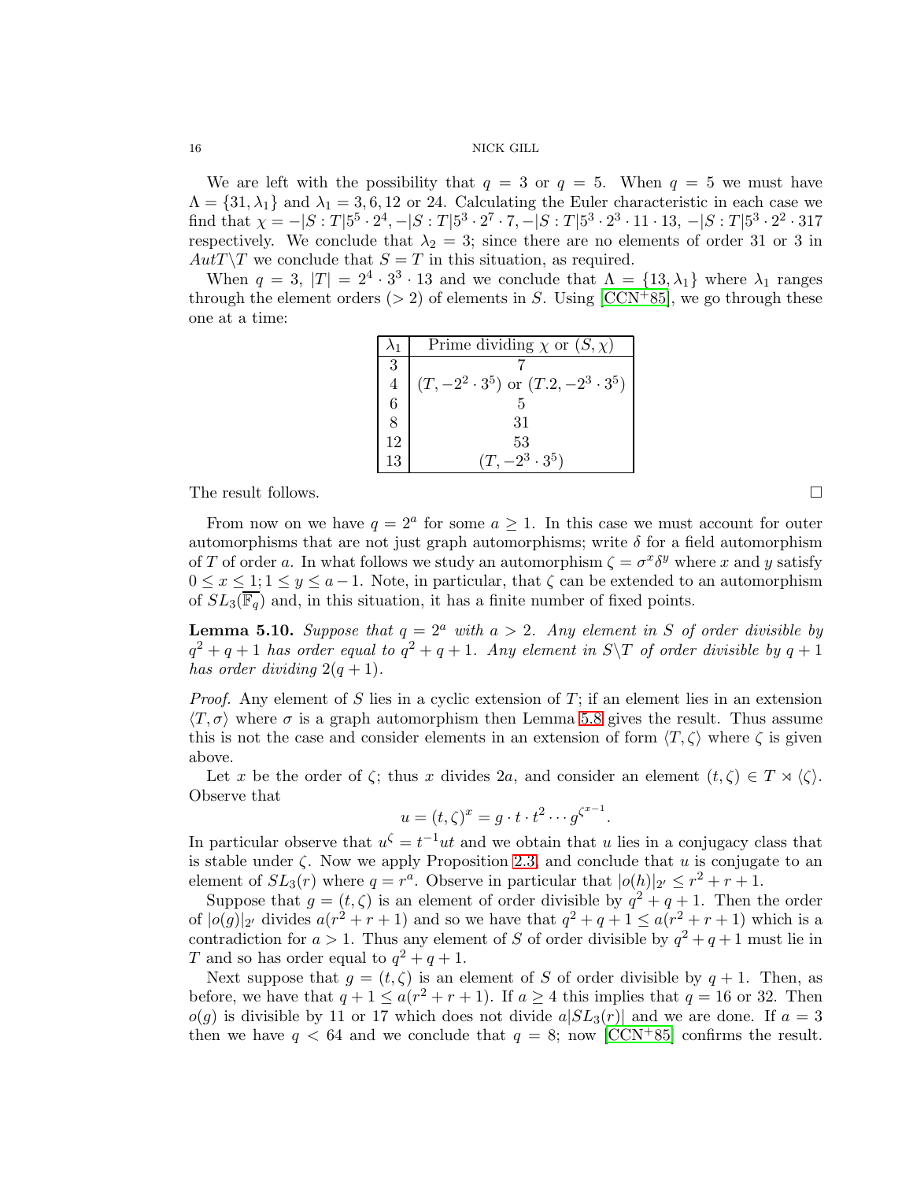We are left with the possibility that $q = 3$ or $q = 5$. When $q = 5$ we must have $\Lambda = \{31, \lambda_1\}$ and $\lambda_1 = 3, 6, 12$ or $24$. Calculating the Euler characteristic in each case we find that $\chi = -|S : T|5^5 \cdot 2^4, -|S : T|5^3 \cdot 2^7 \cdot 7, -|S : T|5^3 \cdot 2^3 \cdot 11 \cdot 13, -|S : T|5^3 \cdot 2^2 \cdot 317$ respectively. We conclude that $\lambda_2 = 3$; since there are no elements of order 31 or 3 in $AutT \backslash T$ we conclude that $S = T$ in this situation, as required.

When $q = 3$, $|T| = 2^4 \cdot 3^3 \cdot 13$ and we conclude that $\Lambda = \{13, \lambda_1\}$ where $\lambda_1$ ranges through the element orders ($> 2$) of elements in $S$. Using [CCN+85], we go through these one at a time:

| $\lambda_1$ | Prime dividing $\chi$ or $(S, \chi)$ |
|---|---|
| 3 | 7 |
| 4 | $(T, -2^2 \cdot 3^5)$ or $(T.2, -2^3 \cdot 3^5)$ |
| 6 | 5 |
| 8 | 31 |
| 12 | 53 |
| 13 | $(T, -2^3 \cdot 3^5)$ |

The result follows. ∎

From now on we have $q = 2^a$ for some $a \geq 1$. In this case we must account for outer automorphisms that are not just graph automorphisms; write $\delta$ for a field automorphism of $T$ of order $a$. In what follows we study an automorphism $\zeta = \sigma^x \delta^y$ where $x$ and $y$ satisfy $0 \leq x \leq 1; 1 \leq y \leq a - 1$. Note, in particular, that $\zeta$ can be extended to an automorphism of $SL_3(\overline{\mathbb{F}_q})$ and, in this situation, it has a finite number of fixed points.

**Lemma 5.10.** *Suppose that $q = 2^a$ with $a > 2$. Any element in $S$ of order divisible by $q^2 + q + 1$ has order equal to $q^2 + q + 1$. Any element in $S \backslash T$ of order divisible by $q + 1$ has order dividing $2(q + 1)$.*

*Proof.* Any element of $S$ lies in a cyclic extension of $T$; if an element lies in an extension $\langle T, \sigma \rangle$ where $\sigma$ is a graph automorphism then Lemma 5.8 gives the result. Thus assume this is not the case and consider elements in an extension of form $\langle T, \zeta \rangle$ where $\zeta$ is given above.

Let $x$ be the order of $\zeta$; thus $x$ divides $2a$, and consider an element $(t, \zeta) \in T \rtimes \langle \zeta \rangle$. Observe that

$$u = (t, \zeta)^x = g \cdot t \cdot t^2 \cdots g^{\zeta^{x-1}}.$$

In particular observe that $u^\zeta = t^{-1}ut$ and we obtain that $u$ lies in a conjugacy class that is stable under $\zeta$. Now we apply Proposition 2.3, and conclude that $u$ is conjugate to an element of $SL_3(r)$ where $q = r^a$. Observe in particular that $|o(h)|_{2'} \leq r^2 + r + 1$.

Suppose that $g = (t, \zeta)$ is an element of order divisible by $q^2 + q + 1$. Then the order of $|o(g)|_{2'}$ divides $a(r^2 + r + 1)$ and so we have that $q^2 + q + 1 \leq a(r^2 + r + 1)$ which is a contradiction for $a > 1$. Thus any element of $S$ of order divisible by $q^2 + q + 1$ must lie in $T$ and so has order equal to $q^2 + q + 1$.

Next suppose that $g = (t, \zeta)$ is an element of $S$ of order divisible by $q + 1$. Then, as before, we have that $q + 1 \leq a(r^2 + r + 1)$. If $a \geq 4$ this implies that $q = 16$ or $32$. Then $o(g)$ is divisible by 11 or 17 which does not divide $a|SL_3(r)|$ and we are done. If $a = 3$ then we have $q < 64$ and we conclude that $q = 8$; now [CCN+85] confirms the result.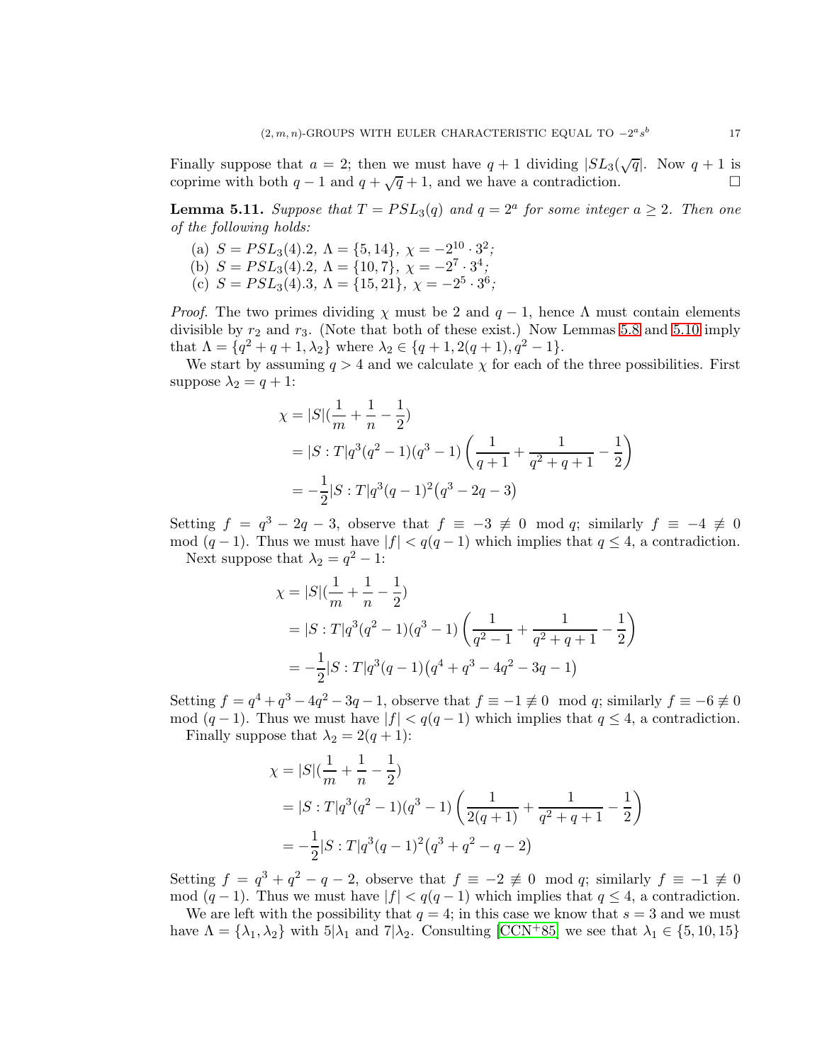Finally suppose that $a = 2$; then we must have $q+1$ dividing $|SL_3(\sqrt{q}|$. Now $q+1$ is coprime with both $q-1$ and $q+\sqrt{q}+1$, and we have a contradiction. □

**Lemma 5.11.** *Suppose that $T = PSL_3(q)$ and $q = 2^a$ for some integer $a \geq 2$. Then one of the following holds:*

(a) $S = PSL_3(4).2$, $\Lambda = \{5, 14\}$, $\chi = -2^{10} \cdot 3^2$;
(b) $S = PSL_3(4).2$, $\Lambda = \{10, 7\}$, $\chi = -2^7 \cdot 3^4$;
(c) $S = PSL_3(4).3$, $\Lambda = \{15, 21\}$, $\chi = -2^5 \cdot 3^6$;

*Proof.* The two primes dividing $\chi$ must be 2 and $q-1$, hence $\Lambda$ must contain elements divisible by $r_2$ and $r_3$. (Note that both of these exist.) Now Lemmas 5.8 and 5.10 imply that $\Lambda = \{q^2+q+1, \lambda_2\}$ where $\lambda_2 \in \{q+1, 2(q+1), q^2-1\}$.

We start by assuming $q > 4$ and we calculate $\chi$ for each of the three possibilities. First suppose $\lambda_2 = q+1$:

$$\begin{aligned}
\chi &= |S|(\frac{1}{m} + \frac{1}{n} - \frac{1}{2}) \\
&= |S:T|q^3(q^2-1)(q^3-1)\left(\frac{1}{q+1} + \frac{1}{q^2+q+1} - \frac{1}{2}\right) \\
&= -\frac{1}{2}|S:T|q^3(q-1)^2\big(q^3-2q-3\big)
\end{aligned}$$

Setting $f = q^3 - 2q - 3$, observe that $f \equiv -3 \not\equiv 0 \mod q$; similarly $f \equiv -4 \not\equiv 0 \mod (q-1)$. Thus we must have $|f| < q(q-1)$ which implies that $q \leq 4$, a contradiction.

Next suppose that $\lambda_2 = q^2 - 1$:

$$\begin{aligned}
\chi &= |S|(\frac{1}{m} + \frac{1}{n} - \frac{1}{2}) \\
&= |S:T|q^3(q^2-1)(q^3-1)\left(\frac{1}{q^2-1} + \frac{1}{q^2+q+1} - \frac{1}{2}\right) \\
&= -\frac{1}{2}|S:T|q^3(q-1)\big(q^4+q^3-4q^2-3q-1\big)
\end{aligned}$$

Setting $f = q^4 + q^3 - 4q^2 - 3q - 1$, observe that $f \equiv -1 \not\equiv 0 \mod q$; similarly $f \equiv -6 \not\equiv 0 \mod (q-1)$. Thus we must have $|f| < q(q-1)$ which implies that $q \leq 4$, a contradiction.

Finally suppose that $\lambda_2 = 2(q+1)$:

$$\begin{aligned}
\chi &= |S|(\frac{1}{m} + \frac{1}{n} - \frac{1}{2}) \\
&= |S:T|q^3(q^2-1)(q^3-1)\left(\frac{1}{2(q+1)} + \frac{1}{q^2+q+1} - \frac{1}{2}\right) \\
&= -\frac{1}{2}|S:T|q^3(q-1)^2\big(q^3+q^2-q-2\big)
\end{aligned}$$

Setting $f = q^3 + q^2 - q - 2$, observe that $f \equiv -2 \not\equiv 0 \mod q$; similarly $f \equiv -1 \not\equiv 0 \mod (q-1)$. Thus we must have $|f| < q(q-1)$ which implies that $q \leq 4$, a contradiction.

We are left with the possibility that $q = 4$; in this case we know that $s = 3$ and we must have $\Lambda = \{\lambda_1, \lambda_2\}$ with $5|\lambda_1$ and $7|\lambda_2$. Consulting [CCN+85] we see that $\lambda_1 \in \{5, 10, 15\}$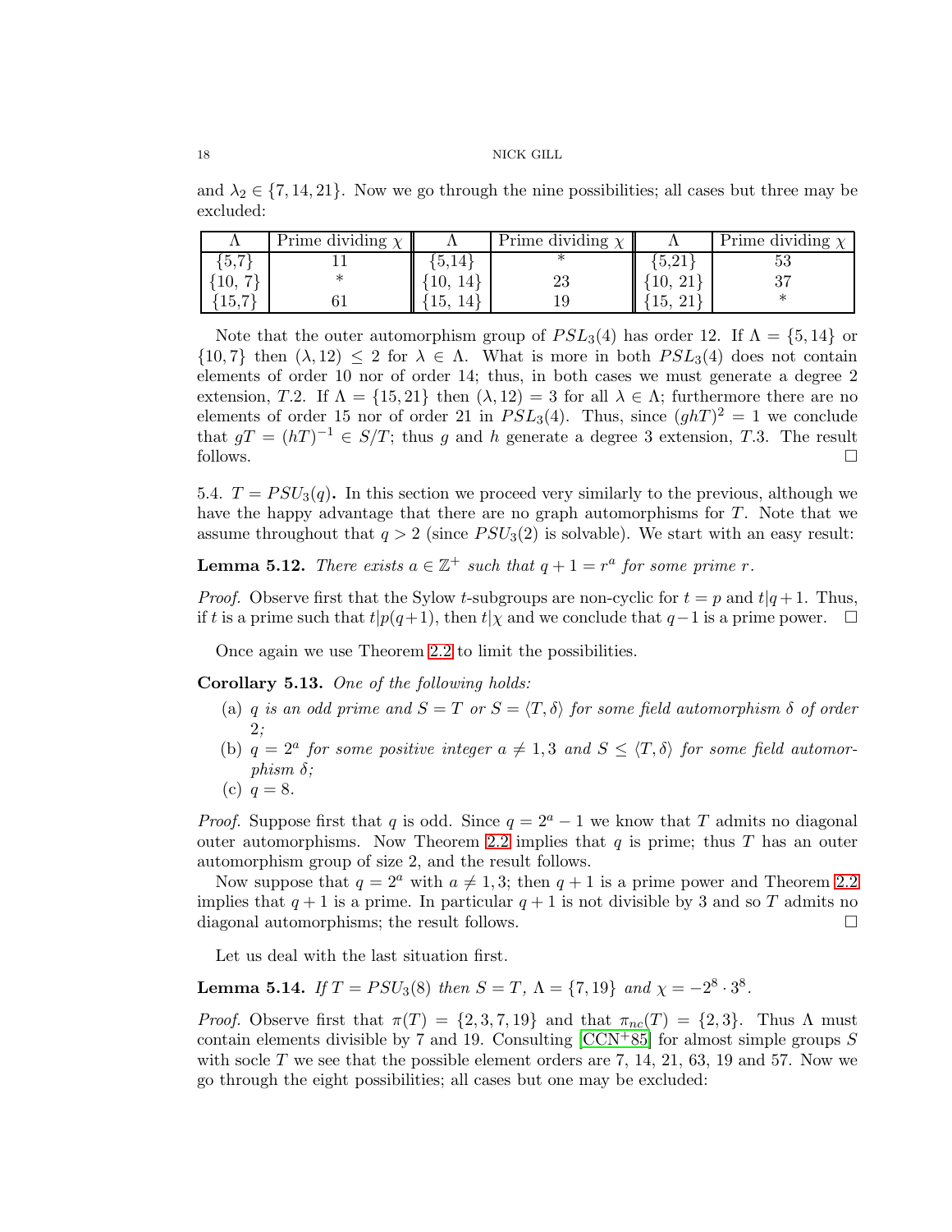and $\lambda_2 \in \{7, 14, 21\}$. Now we go through the nine possibilities; all cases but three may be excluded:

| $\Lambda$ | Prime dividing $\chi$ | $\Lambda$ | Prime dividing $\chi$ | $\Lambda$ | Prime dividing $\chi$ |
|---|---|---|---|---|---|
| $\{5,7\}$ | 11 | $\{5,14\}$ | * | $\{5,21\}$ | 53 |
| $\{10, 7\}$ | * | $\{10, 14\}$ | 23 | $\{10, 21\}$ | 37 |
| $\{15,7\}$ | 61 | $\{15, 14\}$ | 19 | $\{15, 21\}$ | * |

Note that the outer automorphism group of $PSL_3(4)$ has order 12. If $\Lambda = \{5, 14\}$ or $\{10, 7\}$ then $(\lambda, 12) \leq 2$ for $\lambda \in \Lambda$. What is more in both $PSL_3(4)$ does not contain elements of order 10 nor of order 14; thus, in both cases we must generate a degree 2 extension, $T.2$. If $\Lambda = \{15, 21\}$ then $(\lambda, 12) = 3$ for all $\lambda \in \Lambda$; furthermore there are no elements of order 15 nor of order 21 in $PSL_3(4)$. Thus, since $(ghT)^2 = 1$ we conclude that $gT = (hT)^{-1} \in S/T$; thus $g$ and $h$ generate a degree 3 extension, $T.3$. The result follows. $\square$

5.4. $T = PSU_3(q)$**.** In this section we proceed very similarly to the previous, although we have the happy advantage that there are no graph automorphisms for $T$. Note that we assume throughout that $q > 2$ (since $PSU_3(2)$ is solvable). We start with an easy result:

**Lemma 5.12.** *There exists $a \in \mathbb{Z}^+$ such that $q + 1 = r^a$ for some prime $r$.*

*Proof.* Observe first that the Sylow $t$-subgroups are non-cyclic for $t = p$ and $t | q + 1$. Thus, if $t$ is a prime such that $t | p(q+1)$, then $t | \chi$ and we conclude that $q - 1$ is a prime power. $\square$

Once again we use Theorem 2.2 to limit the possibilities.

**Corollary 5.13.** *One of the following holds:*

(a) *$q$ is an odd prime and $S = T$ or $S = \langle T, \delta \rangle$ for some field automorphism $\delta$ of order 2;*
(b) *$q = 2^a$ for some positive integer $a \neq 1, 3$ and $S \leq \langle T, \delta \rangle$ for some field automorphism $\delta$;*
(c) *$q = 8$.*

*Proof.* Suppose first that $q$ is odd. Since $q = 2^a - 1$ we know that $T$ admits no diagonal outer automorphisms. Now Theorem 2.2 implies that $q$ is prime; thus $T$ has an outer automorphism group of size 2, and the result follows.

Now suppose that $q = 2^a$ with $a \neq 1, 3$; then $q + 1$ is a prime power and Theorem 2.2 implies that $q + 1$ is a prime. In particular $q + 1$ is not divisible by 3 and so $T$ admits no diagonal automorphisms; the result follows. $\square$

Let us deal with the last situation first.

**Lemma 5.14.** *If $T = PSU_3(8)$ then $S = T$, $\Lambda = \{7, 19\}$ and $\chi = -2^8 \cdot 3^8$.*

*Proof.* Observe first that $\pi(T) = \{2, 3, 7, 19\}$ and that $\pi_{nc}(T) = \{2, 3\}$. Thus $\Lambda$ must contain elements divisible by 7 and 19. Consulting [CCN+85] for almost simple groups $S$ with socle $T$ we see that the possible element orders are 7, 14, 21, 63, 19 and 57. Now we go through the eight possibilities; all cases but one may be excluded: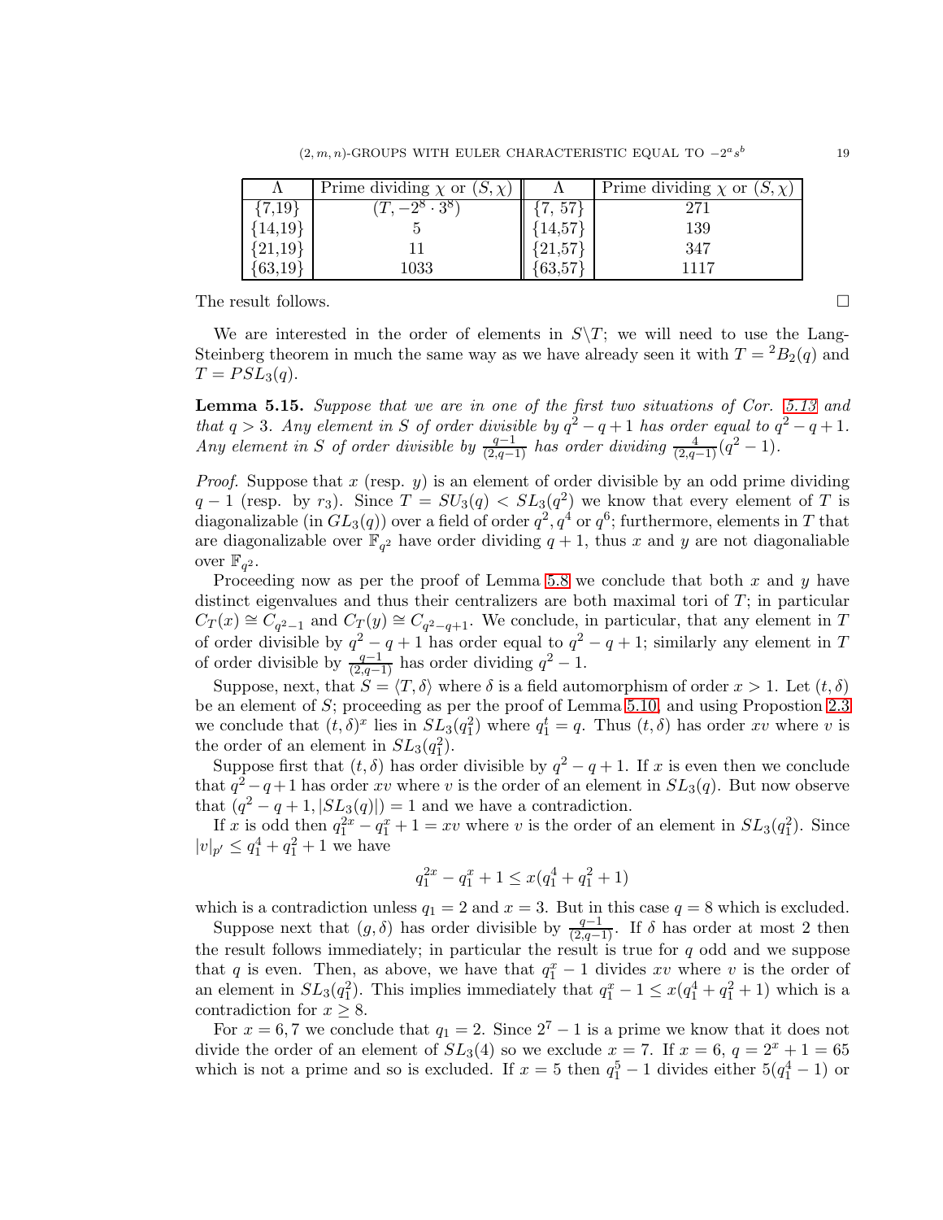| $\Lambda$ | Prime dividing $\chi$ or $(S, \chi)$ | $\Lambda$ | Prime dividing $\chi$ or $(S, \chi)$ |
|---|---|---|---|
| {7,19} | $(T, -2^8 \cdot 3^8)$ | {7, 57} | 271 |
| {14,19} | 5 | {14,57} | 139 |
| {21,19} | 11 | {21,57} | 347 |
| {63,19} | 1033 | {63,57} | 1117 |

The result follows. □

We are interested in the order of elements in $S \backslash T$; we will need to use the Lang-Steinberg theorem in much the same way as we have already seen it with $T = {}^2B_2(q)$ and $T = PSL_3(q)$.

**Lemma 5.15.** *Suppose that we are in one of the first two situations of Cor. 5.13 and that $q > 3$. Any element in $S$ of order divisible by $q^2 - q + 1$ has order equal to $q^2 - q + 1$. Any element in $S$ of order divisible by $\frac{q-1}{(2,q-1)}$ has order dividing $\frac{4}{(2,q-1)}(q^2 - 1)$.*

*Proof.* Suppose that $x$ (resp. $y$) is an element of order divisible by an odd prime dividing $q - 1$ (resp. by $r_3$). Since $T = SU_3(q) < SL_3(q^2)$ we know that every element of $T$ is diagonalizable (in $GL_3(q)$) over a field of order $q^2, q^4$ or $q^6$; furthermore, elements in $T$ that are diagonalizable over $\mathbb{F}_{q^2}$ have order dividing $q + 1$, thus $x$ and $y$ are not diagonaliable over $\mathbb{F}_{q^2}$.

Proceeding now as per the proof of Lemma 5.8 we conclude that both $x$ and $y$ have distinct eigenvalues and thus their centralizers are both maximal tori of $T$; in particular $C_T(x) \cong C_{q^2-1}$ and $C_T(y) \cong C_{q^2-q+1}$. We conclude, in particular, that any element in $T$ of order divisible by $q^2 - q + 1$ has order equal to $q^2 - q + 1$; similarly any element in $T$ of order divisible by $\frac{q-1}{(2,q-1)}$ has order dividing $q^2 - 1$.

Suppose, next, that $S = \langle T, \delta \rangle$ where $\delta$ is a field automorphism of order $x > 1$. Let $(t, \delta)$ be an element of $S$; proceeding as per the proof of Lemma 5.10, and using Propostion 2.3 we conclude that $(t, \delta)^x$ lies in $SL_3(q_1^2)$ where $q_1^t = q$. Thus $(t, \delta)$ has order $xv$ where $v$ is the order of an element in $SL_3(q_1^2)$.

Suppose first that $(t, \delta)$ has order divisible by $q^2 - q + 1$. If $x$ is even then we conclude that $q^2 - q + 1$ has order $xv$ where $v$ is the order of an element in $SL_3(q)$. But now observe that $(q^2 - q + 1, |SL_3(q)|) = 1$ and we have a contradiction.

If $x$ is odd then $q_1^{2x} - q_1^x + 1 = xv$ where $v$ is the order of an element in $SL_3(q_1^2)$. Since $|v|_{p'} \leq q_1^4 + q_1^2 + 1$ we have

$$q_1^{2x} - q_1^x + 1 \leq x(q_1^4 + q_1^2 + 1)$$

which is a contradiction unless $q_1 = 2$ and $x = 3$. But in this case $q = 8$ which is excluded.

Suppose next that $(g, \delta)$ has order divisible by $\frac{q-1}{(2,q-1)}$. If $\delta$ has order at most 2 then the result follows immediately; in particular the result is true for $q$ odd and we suppose that $q$ is even. Then, as above, we have that $q_1^x - 1$ divides $xv$ where $v$ is the order of an element in $SL_3(q_1^2)$. This implies immediately that $q_1^x - 1 \leq x(q_1^4 + q_1^2 + 1)$ which is a contradiction for $x \geq 8$.

For $x = 6, 7$ we conclude that $q_1 = 2$. Since $2^7 - 1$ is a prime we know that it does not divide the order of an element of $SL_3(4)$ so we exclude $x = 7$. If $x = 6$, $q = 2^x + 1 = 65$ which is not a prime and so is excluded. If $x = 5$ then $q_1^5 - 1$ divides either $5(q_1^4 - 1)$ or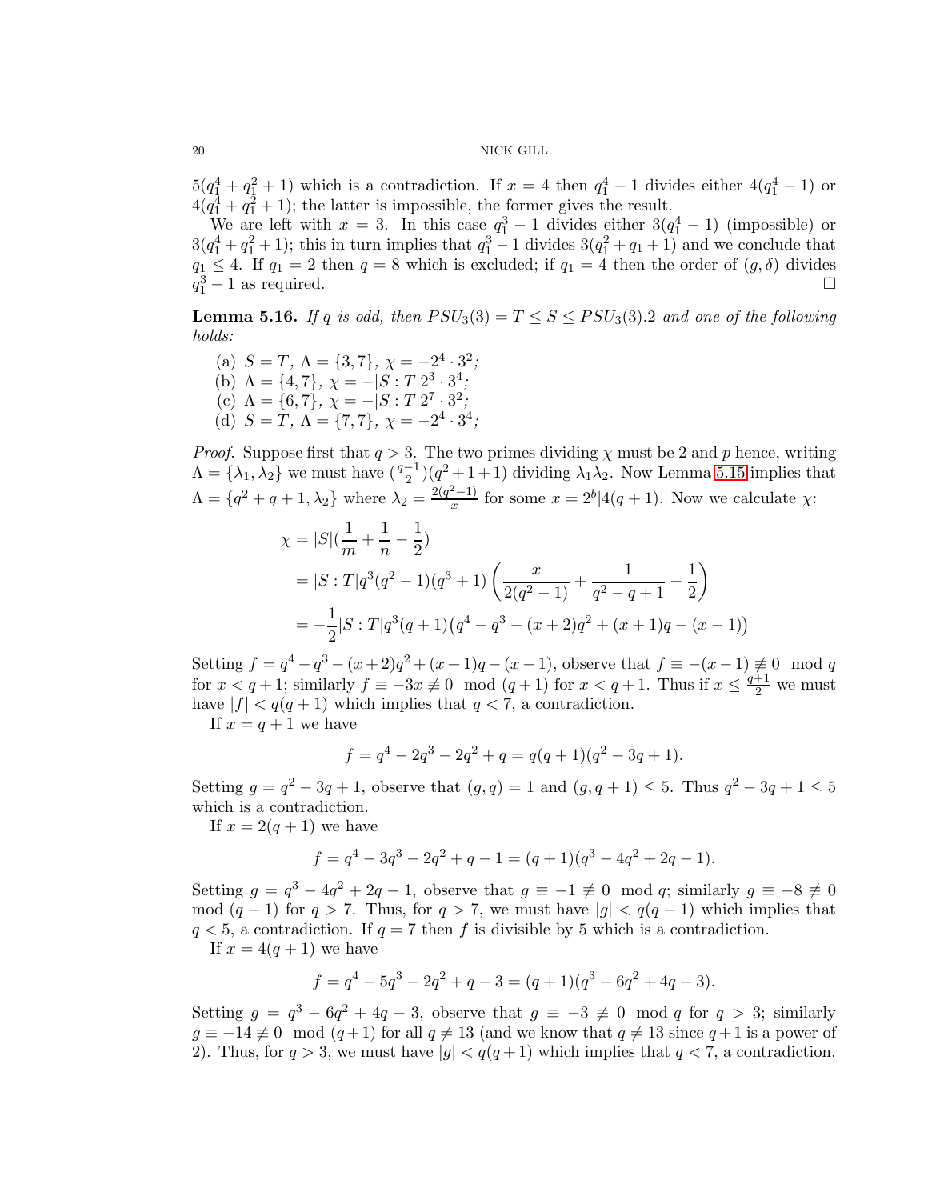$5(q_1^4+q_1^2+1)$ which is a contradiction. If $x=4$ then $q_1^4-1$ divides either $4(q_1^4-1)$ or $4(q_1^4+q_1^2+1)$; the latter is impossible, the former gives the result.

We are left with $x=3$. In this case $q_1^3-1$ divides either $3(q_1^4-1)$ (impossible) or $3(q_1^4+q_1^2+1)$; this in turn implies that $q_1^3-1$ divides $3(q_1^2+q_1+1)$ and we conclude that $q_1 \leq 4$. If $q_1=2$ then $q=8$ which is excluded; if $q_1=4$ then the order of $(g,\delta)$ divides $q_1^3-1$ as required. $\square$

**Lemma 5.16.** *If $q$ is odd, then $PSU_3(3)=T\leq S\leq PSU_3(3).2$ and one of the following holds:*

(a) *$S=T$, $\Lambda=\{3,7\}$, $\chi=-2^4\cdot 3^2$;*
(b) *$\Lambda=\{4,7\}$, $\chi=-|S:T|2^3\cdot 3^4$;*
(c) *$\Lambda=\{6,7\}$, $\chi=-|S:T|2^7\cdot 3^2$;*
(d) *$S=T$, $\Lambda=\{7,7\}$, $\chi=-2^4\cdot 3^4$;*

*Proof.* Suppose first that $q>3$. The two primes dividing $\chi$ must be 2 and $p$ hence, writing $\Lambda=\{\lambda_1,\lambda_2\}$ we must have $(\frac{q-1}{2})(q^2+1+1)$ dividing $\lambda_1\lambda_2$. Now Lemma 5.15 implies that $\Lambda=\{q^2+q+1,\lambda_2\}$ where $\lambda_2=\frac{2(q^2-1)}{x}$ for some $x=2^b|4(q+1)$. Now we calculate $\chi$:

$$\begin{aligned}
\chi &= |S|(\frac{1}{m}+\frac{1}{n}-\frac{1}{2})\\
&= |S:T|q^3(q^2-1)(q^3+1)\left(\frac{x}{2(q^2-1)}+\frac{1}{q^2-q+1}-\frac{1}{2}\right)\\
&= -\frac{1}{2}|S:T|q^3(q+1)\big(q^4-q^3-(x+2)q^2+(x+1)q-(x-1)\big)
\end{aligned}$$

Setting $f=q^4-q^3-(x+2)q^2+(x+1)q-(x-1)$, observe that $f\equiv -(x-1)\not\equiv 0 \mod q$ for $x<q+1$; similarly $f\equiv -3x\not\equiv 0 \mod (q+1)$ for $x<q+1$. Thus if $x\leq \frac{q+1}{2}$ we must have $|f|<q(q+1)$ which implies that $q<7$, a contradiction.

If $x=q+1$ we have

$$f=q^4-2q^3-2q^2+q=q(q+1)(q^2-3q+1).$$

Setting $g=q^2-3q+1$, observe that $(g,q)=1$ and $(g,q+1)\leq 5$. Thus $q^2-3q+1\leq 5$ which is a contradiction.

If $x=2(q+1)$ we have

$$f=q^4-3q^3-2q^2+q-1=(q+1)(q^3-4q^2+2q-1).$$

Setting $g=q^3-4q^2+2q-1$, observe that $g\equiv -1\not\equiv 0 \mod q$; similarly $g\equiv -8\not\equiv 0 \mod (q-1)$ for $q>7$. Thus, for $q>7$, we must have $|g|<q(q-1)$ which implies that $q<5$, a contradiction. If $q=7$ then $f$ is divisible by 5 which is a contradiction.

If $x=4(q+1)$ we have

$$f=q^4-5q^3-2q^2+q-3=(q+1)(q^3-6q^2+4q-3).$$

Setting $g=q^3-6q^2+4q-3$, observe that $g\equiv -3\not\equiv 0 \mod q$ for $q>3$; similarly $g\equiv -14\not\equiv 0 \mod (q+1)$ for all $q\neq 13$ (and we know that $q\neq 13$ since $q+1$ is a power of 2). Thus, for $q>3$, we must have $|g|<q(q+1)$ which implies that $q<7$, a contradiction.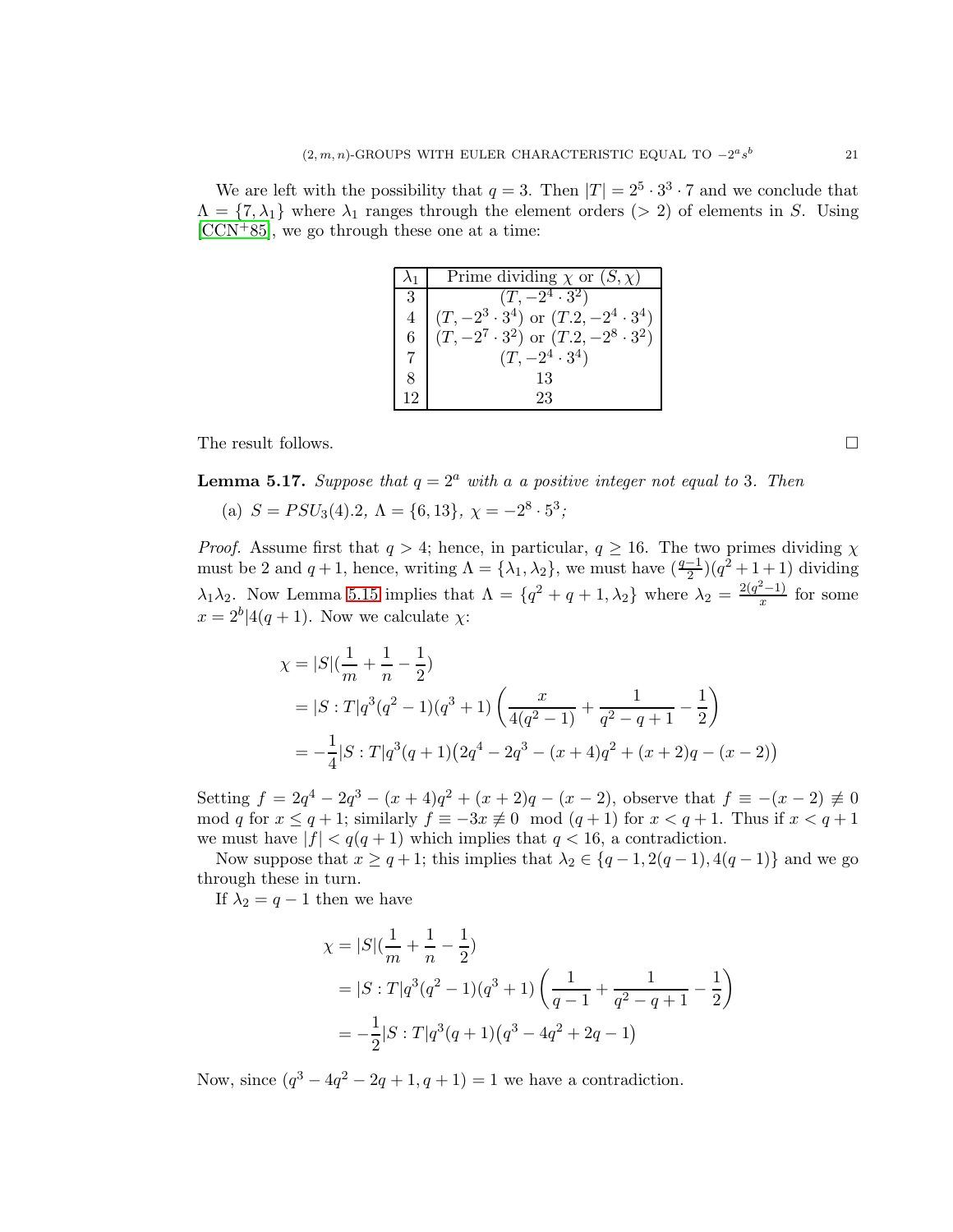We are left with the possibility that $q = 3$. Then $|T| = 2^5 \cdot 3^3 \cdot 7$ and we conclude that $\Lambda = \{7, \lambda_1\}$ where $\lambda_1$ ranges through the element orders ($> 2$) of elements in $S$. Using [CCN+85], we go through these one at a time:

| $\lambda_1$ | Prime dividing $\chi$ or $(S, \chi)$ |
|---|---|
| 3 | $(T, -2^4 \cdot 3^2)$ |
| 4 | $(T, -2^3 \cdot 3^4)$ or $(T.2, -2^4 \cdot 3^4)$ |
| 6 | $(T, -2^7 \cdot 3^2)$ or $(T.2, -2^8 \cdot 3^2)$ |
| 7 | $(T, -2^4 \cdot 3^4)$ |
| 8 | 13 |
| 12 | 23 |

The result follows. ∎

**Lemma 5.17.** *Suppose that $q = 2^a$ with $a$ a positive integer not equal to 3. Then*

(a) $S = PSU_3(4).2$, $\Lambda = \{6, 13\}$, $\chi = -2^8 \cdot 5^3$;

*Proof.* Assume first that $q > 4$; hence, in particular, $q \geq 16$. The two primes dividing $\chi$ must be 2 and $q+1$, hence, writing $\Lambda = \{\lambda_1, \lambda_2\}$, we must have $(\frac{q-1}{2})(q^2+1+1)$ dividing $\lambda_1\lambda_2$. Now Lemma 5.15 implies that $\Lambda = \{q^2+q+1, \lambda_2\}$ where $\lambda_2 = \frac{2(q^2-1)}{x}$ for some $x = 2^b | 4(q+1)$. Now we calculate $\chi$:

$$
\begin{aligned}
\chi &= |S|(\frac{1}{m} + \frac{1}{n} - \frac{1}{2}) \\
&= |S:T| q^3(q^2-1)(q^3+1)\left(\frac{x}{4(q^2-1)} + \frac{1}{q^2-q+1} - \frac{1}{2}\right) \\
&= -\frac{1}{4}|S:T|q^3(q+1)\big(2q^4 - 2q^3 - (x+4)q^2 + (x+2)q - (x-2)\big)
\end{aligned}
$$

Setting $f = 2q^4 - 2q^3 - (x+4)q^2 + (x+2)q - (x-2)$, observe that $f \equiv -(x-2) \not\equiv 0 \mod q$ for $x \leq q+1$; similarly $f \equiv -3x \not\equiv 0 \mod (q+1)$ for $x < q+1$. Thus if $x < q+1$ we must have $|f| < q(q+1)$ which implies that $q < 16$, a contradiction.

Now suppose that $x \geq q+1$; this implies that $\lambda_2 \in \{q-1, 2(q-1), 4(q-1)\}$ and we go through these in turn.

If $\lambda_2 = q-1$ then we have

$$
\begin{aligned}
\chi &= |S|(\frac{1}{m} + \frac{1}{n} - \frac{1}{2}) \\
&= |S:T| q^3(q^2-1)(q^3+1)\left(\frac{1}{q-1} + \frac{1}{q^2-q+1} - \frac{1}{2}\right) \\
&= -\frac{1}{2}|S:T|q^3(q+1)\big(q^3 - 4q^2 + 2q - 1\big)
\end{aligned}
$$

Now, since $(q^3 - 4q^2 - 2q + 1, q+1) = 1$ we have a contradiction.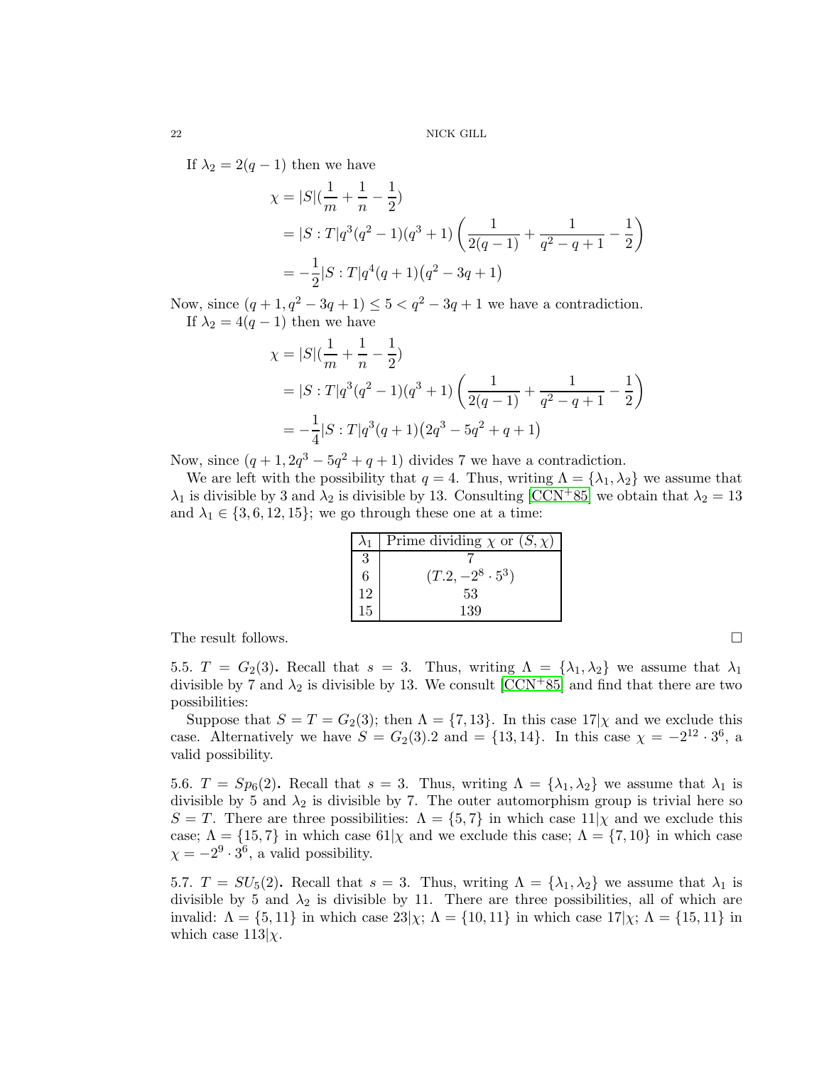If $\lambda_2 = 2(q-1)$ then we have

$$
\begin{aligned}
\chi &= |S|(\frac{1}{m} + \frac{1}{n} - \frac{1}{2}) \\
&= |S:T|q^3(q^2-1)(q^3+1)\left(\frac{1}{2(q-1)} + \frac{1}{q^2-q+1} - \frac{1}{2}\right) \\
&= -\frac{1}{2}|S:T|q^4(q+1)\big(q^2-3q+1\big)
\end{aligned}
$$

Now, since $(q+1, q^2-3q+1) \leq 5 < q^2-3q+1$ we have a contradiction.

If $\lambda_2 = 4(q-1)$ then we have

$$
\begin{aligned}
\chi &= |S|(\frac{1}{m} + \frac{1}{n} - \frac{1}{2}) \\
&= |S:T|q^3(q^2-1)(q^3+1)\left(\frac{1}{2(q-1)} + \frac{1}{q^2-q+1} - \frac{1}{2}\right) \\
&= -\frac{1}{4}|S:T|q^3(q+1)\big(2q^3-5q^2+q+1\big)
\end{aligned}
$$

Now, since $(q+1, 2q^3-5q^2+q+1)$ divides 7 we have a contradiction.

We are left with the possibility that $q=4$. Thus, writing $\Lambda = \{\lambda_1, \lambda_2\}$ we assume that $\lambda_1$ is divisible by 3 and $\lambda_2$ is divisible by 13. Consulting [CCN+85] we obtain that $\lambda_2 = 13$ and $\lambda_1 \in \{3, 6, 12, 15\}$; we go through these one at a time:

| $\lambda_1$ | Prime dividing $\chi$ or $(S, \chi)$ |
|---|---|
| 3 | 7 |
| 6 | $(T.2, -2^8 \cdot 5^3)$ |
| 12 | 53 |
| 15 | 139 |

The result follows. □

5.5. $T = G_2(3)$. Recall that $s = 3$. Thus, writing $\Lambda = \{\lambda_1, \lambda_2\}$ we assume that $\lambda_1$ divisible by 7 and $\lambda_2$ is divisible by 13. We consult [CCN+85] and find that there are two possibilities:

Suppose that $S = T = G_2(3)$; then $\Lambda = \{7, 13\}$. In this case $17|\chi$ and we exclude this case. Alternatively we have $S = G_2(3).2$ and $= \{13, 14\}$. In this case $\chi = -2^{12} \cdot 3^6$, a valid possibility.

5.6. $T = Sp_6(2)$. Recall that $s = 3$. Thus, writing $\Lambda = \{\lambda_1, \lambda_2\}$ we assume that $\lambda_1$ is divisible by 5 and $\lambda_2$ is divisible by 7. The outer automorphism group is trivial here so $S = T$. There are three possibilities: $\Lambda = \{5, 7\}$ in which case $11|\chi$ and we exclude this case; $\Lambda = \{15, 7\}$ in which case $61|\chi$ and we exclude this case; $\Lambda = \{7, 10\}$ in which case $\chi = -2^9 \cdot 3^6$, a valid possibility.

5.7. $T = SU_5(2)$. Recall that $s = 3$. Thus, writing $\Lambda = \{\lambda_1, \lambda_2\}$ we assume that $\lambda_1$ is divisible by 5 and $\lambda_2$ is divisible by 11. There are three possibilities, all of which are invalid: $\Lambda = \{5, 11\}$ in which case $23|\chi$; $\Lambda = \{10, 11\}$ in which case $17|\chi$; $\Lambda = \{15, 11\}$ in which case $113|\chi$.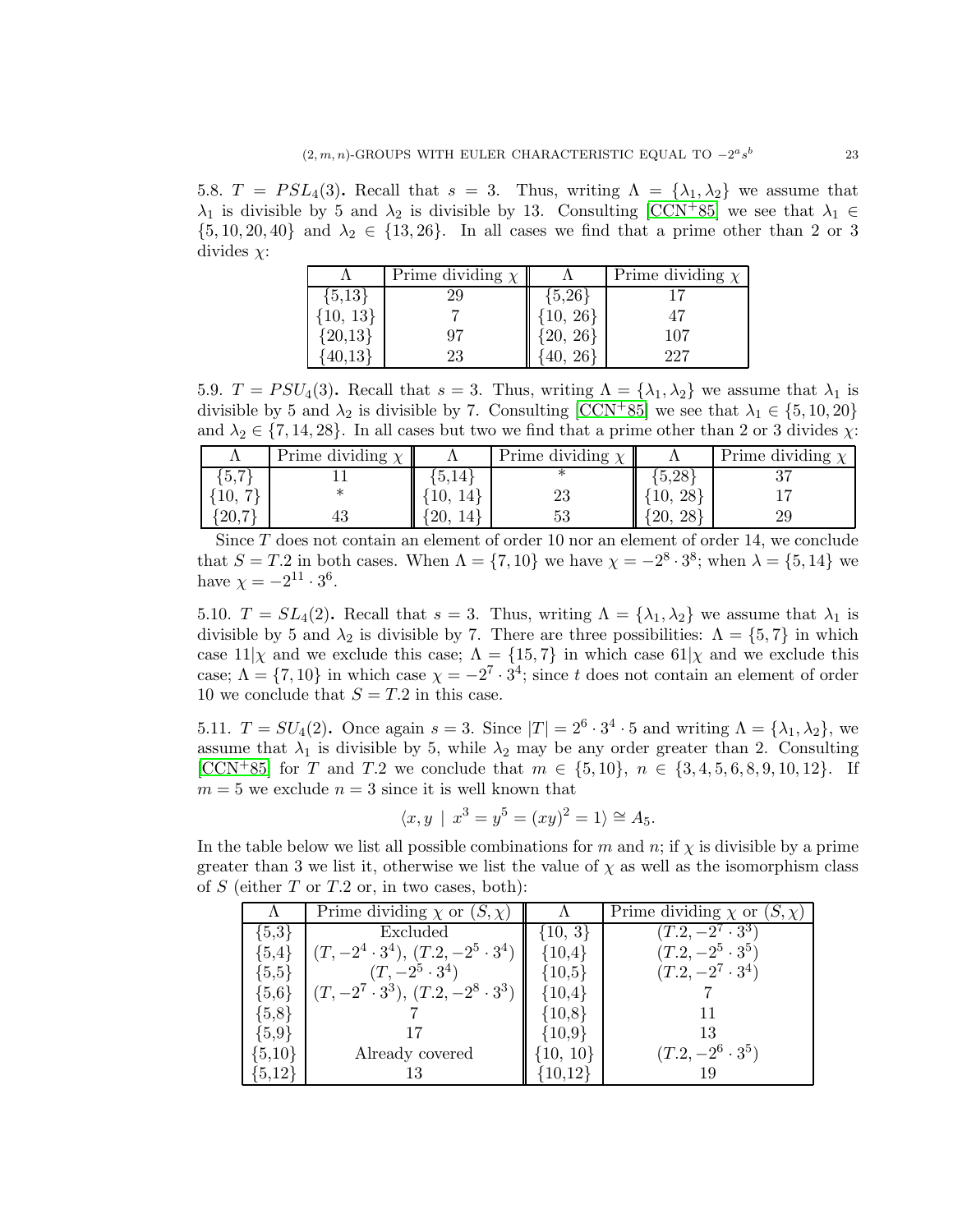5.8. $T = PSL_4(3)$. Recall that $s = 3$. Thus, writing $\Lambda = \{\lambda_1, \lambda_2\}$ we assume that $\lambda_1$ is divisible by 5 and $\lambda_2$ is divisible by 13. Consulting [CCN+85] we see that $\lambda_1 \in \{5, 10, 20, 40\}$ and $\lambda_2 \in \{13, 26\}$. In all cases we find that a prime other than 2 or 3 divides $\chi$:

| $\Lambda$ | Prime dividing $\chi$ | $\Lambda$ | Prime dividing $\chi$ |
|---|---|---|---|
| {5,13} | 29 | {5,26} | 17 |
| {10, 13} | 7 | {10, 26} | 47 |
| {20,13} | 97 | {20, 26} | 107 |
| {40,13} | 23 | {40, 26} | 227 |

5.9. $T = PSU_4(3)$. Recall that $s = 3$. Thus, writing $\Lambda = \{\lambda_1, \lambda_2\}$ we assume that $\lambda_1$ is divisible by 5 and $\lambda_2$ is divisible by 7. Consulting [CCN+85] we see that $\lambda_1 \in \{5, 10, 20\}$ and $\lambda_2 \in \{7, 14, 28\}$. In all cases but two we find that a prime other than 2 or 3 divides $\chi$:

| $\Lambda$ | Prime dividing $\chi$ | $\Lambda$ | Prime dividing $\chi$ | $\Lambda$ | Prime dividing $\chi$ |
|---|---|---|---|---|---|
| {5,7} | 11 | {5,14} | * | {5,28} | 37 |
| {10, 7} | * | {10, 14} | 23 | {10, 28} | 17 |
| {20,7} | 43 | {20, 14} | 53 | {20, 28} | 29 |

Since $T$ does not contain an element of order 10 nor an element of order 14, we conclude that $S = T.2$ in both cases. When $\Lambda = \{7, 10\}$ we have $\chi = -2^8 \cdot 3^8$; when $\lambda = \{5, 14\}$ we have $\chi = -2^{11} \cdot 3^6$.

5.10. $T = SL_4(2)$. Recall that $s = 3$. Thus, writing $\Lambda = \{\lambda_1, \lambda_2\}$ we assume that $\lambda_1$ is divisible by 5 and $\lambda_2$ is divisible by 7. There are three possibilities: $\Lambda = \{5, 7\}$ in which case $11|\chi$ and we exclude this case; $\Lambda = \{15, 7\}$ in which case $61|\chi$ and we exclude this case; $\Lambda = \{7, 10\}$ in which case $\chi = -2^7 \cdot 3^4$; since $t$ does not contain an element of order 10 we conclude that $S = T.2$ in this case.

5.11. $T = SU_4(2)$. Once again $s = 3$. Since $|T| = 2^6 \cdot 3^4 \cdot 5$ and writing $\Lambda = \{\lambda_1, \lambda_2\}$, we assume that $\lambda_1$ is divisible by 5, while $\lambda_2$ may be any order greater than 2. Consulting [CCN+85] for $T$ and $T.2$ we conclude that $m \in \{5, 10\}$, $n \in \{3, 4, 5, 6, 8, 9, 10, 12\}$. If $m = 5$ we exclude $n = 3$ since it is well known that

$$\langle x, y \mid x^3 = y^5 = (xy)^2 = 1 \rangle \cong A_5.$$

In the table below we list all possible combinations for $m$ and $n$; if $\chi$ is divisible by a prime greater than 3 we list it, otherwise we list the value of $\chi$ as well as the isomorphism class of $S$ (either $T$ or $T.2$ or, in two cases, both):

| $\Lambda$ | Prime dividing $\chi$ or $(S, \chi)$ | $\Lambda$ | Prime dividing $\chi$ or $(S, \chi)$ |
|---|---|---|---|
| {5,3} | Excluded | {10, 3} | $(T.2, -2^7 \cdot 3^3)$ |
| {5,4} | $(T, -2^4 \cdot 3^4)$, $(T.2, -2^5 \cdot 3^4)$ | {10,4} | $(T.2, -2^5 \cdot 3^5)$ |
| {5,5} | $(T, -2^5 \cdot 3^4)$ | {10,5} | $(T.2, -2^7 \cdot 3^4)$ |
| {5,6} | $(T, -2^7 \cdot 3^3)$, $(T.2, -2^8 \cdot 3^3)$ | {10,4} | 7 |
| {5,8} | 7 | {10,8} | 11 |
| {5,9} | 17 | {10,9} | 13 |
| {5,10} | Already covered | {10, 10} | $(T.2, -2^6 \cdot 3^5)$ |
| {5,12} | 13 | {10,12} | 19 |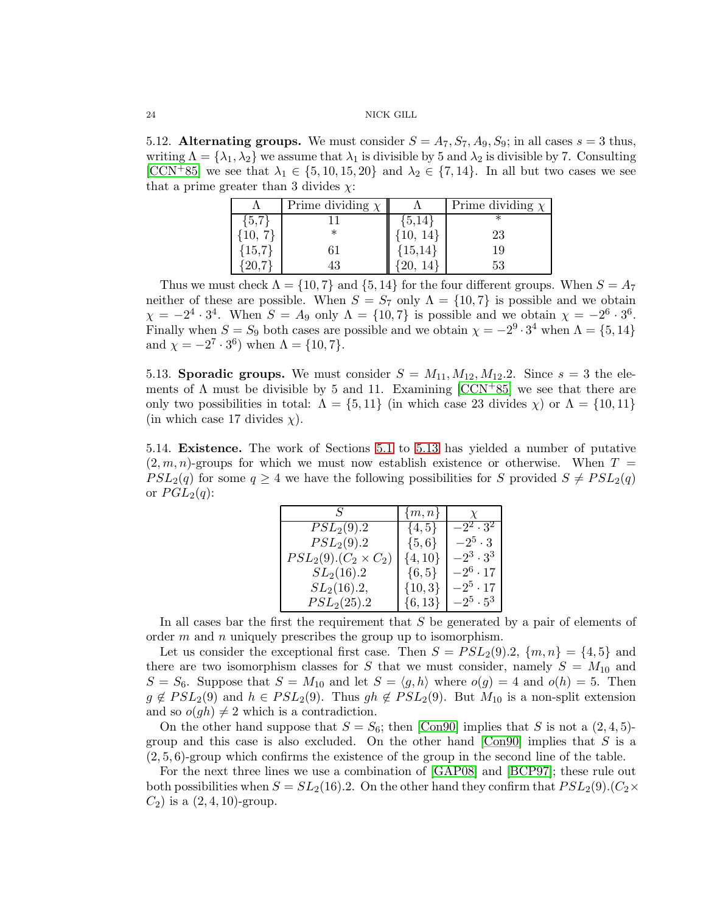5.12. **Alternating groups.** We must consider $S = A_7, S_7, A_9, S_9$; in all cases $s = 3$ thus, writing $\Lambda = \{\lambda_1, \lambda_2\}$ we assume that $\lambda_1$ is divisible by 5 and $\lambda_2$ is divisible by 7. Consulting [CCN+85] we see that $\lambda_1 \in \{5, 10, 15, 20\}$ and $\lambda_2 \in \{7, 14\}$. In all but two cases we see that a prime greater than 3 divides $\chi$:

| $\Lambda$ | Prime dividing $\chi$ | $\Lambda$ | Prime dividing $\chi$ |
|---|---|---|---|
| $\{5,7\}$ | 11 | $\{5,14\}$ | * |
| $\{10, 7\}$ | * | $\{10, 14\}$ | 23 |
| $\{15,7\}$ | 61 | $\{15,14\}$ | 19 |
| $\{20,7\}$ | 43 | $\{20, 14\}$ | 53 |

Thus we must check $\Lambda = \{10, 7\}$ and $\{5, 14\}$ for the four different groups. When $S = A_7$ neither of these are possible. When $S = S_7$ only $\Lambda = \{10, 7\}$ is possible and we obtain $\chi = -2^4 \cdot 3^4$. When $S = A_9$ only $\Lambda = \{10, 7\}$ is possible and we obtain $\chi = -2^6 \cdot 3^6$. Finally when $S = S_9$ both cases are possible and we obtain $\chi = -2^9 \cdot 3^4$ when $\Lambda = \{5, 14\}$ and $\chi = -2^7 \cdot 3^6$) when $\Lambda = \{10, 7\}$.

5.13. **Sporadic groups.** We must consider $S = M_{11}, M_{12}, M_{12}.2$. Since $s = 3$ the elements of $\Lambda$ must be divisible by 5 and 11. Examining [CCN+85] we see that there are only two possibilities in total: $\Lambda = \{5, 11\}$ (in which case 23 divides $\chi$) or $\Lambda = \{10, 11\}$ (in which case 17 divides $\chi$).

5.14. **Existence.** The work of Sections 5.1 to 5.13 has yielded a number of putative $(2, m, n)$-groups for which we must now establish existence or otherwise. When $T = PSL_2(q)$ for some $q \geq 4$ we have the following possibilities for $S$ provided $S \neq PSL_2(q)$ or $PGL_2(q)$:

| $S$ | $\{m, n\}$ | $\chi$ |
|---|---|---|
| $PSL_2(9).2$ | $\{4, 5\}$ | $-2^2 \cdot 3^2$ |
| $PSL_2(9).2$ | $\{5, 6\}$ | $-2^5 \cdot 3$ |
| $PSL_2(9).(C_2 \times C_2)$ | $\{4, 10\}$ | $-2^3 \cdot 3^3$ |
| $SL_2(16).2$ | $\{6, 5\}$ | $-2^6 \cdot 17$ |
| $SL_2(16).2,$ | $\{10, 3\}$ | $-2^5 \cdot 17$ |
| $PSL_2(25).2$ | $\{6, 13\}$ | $-2^5 \cdot 5^3$ |

In all cases bar the first the requirement that $S$ be generated by a pair of elements of order $m$ and $n$ uniquely prescribes the group up to isomorphism.

Let us consider the exceptional first case. Then $S = PSL_2(9).2$, $\{m, n\} = \{4, 5\}$ and there are two isomorphism classes for $S$ that we must consider, namely $S = M_{10}$ and $S = S_6$. Suppose that $S = M_{10}$ and let $S = \langle g, h \rangle$ where $o(g) = 4$ and $o(h) = 5$. Then $g \notin PSL_2(9)$ and $h \in PSL_2(9)$. Thus $gh \notin PSL_2(9)$. But $M_{10}$ is a non-split extension and so $o(gh) \neq 2$ which is a contradiction.

On the other hand suppose that $S = S_6$; then [Con90] implies that $S$ is not a $(2, 4, 5)$-group and this case is also excluded. On the other hand [Con90] implies that $S$ is a $(2, 5, 6)$-group which confirms the existence of the group in the second line of the table.

For the next three lines we use a combination of [GAP08] and [BCP97]; these rule out both possibilities when $S = SL_2(16).2$. On the other hand they confirm that $PSL_2(9).(C_2 \times C_2)$ is a $(2, 4, 10)$-group.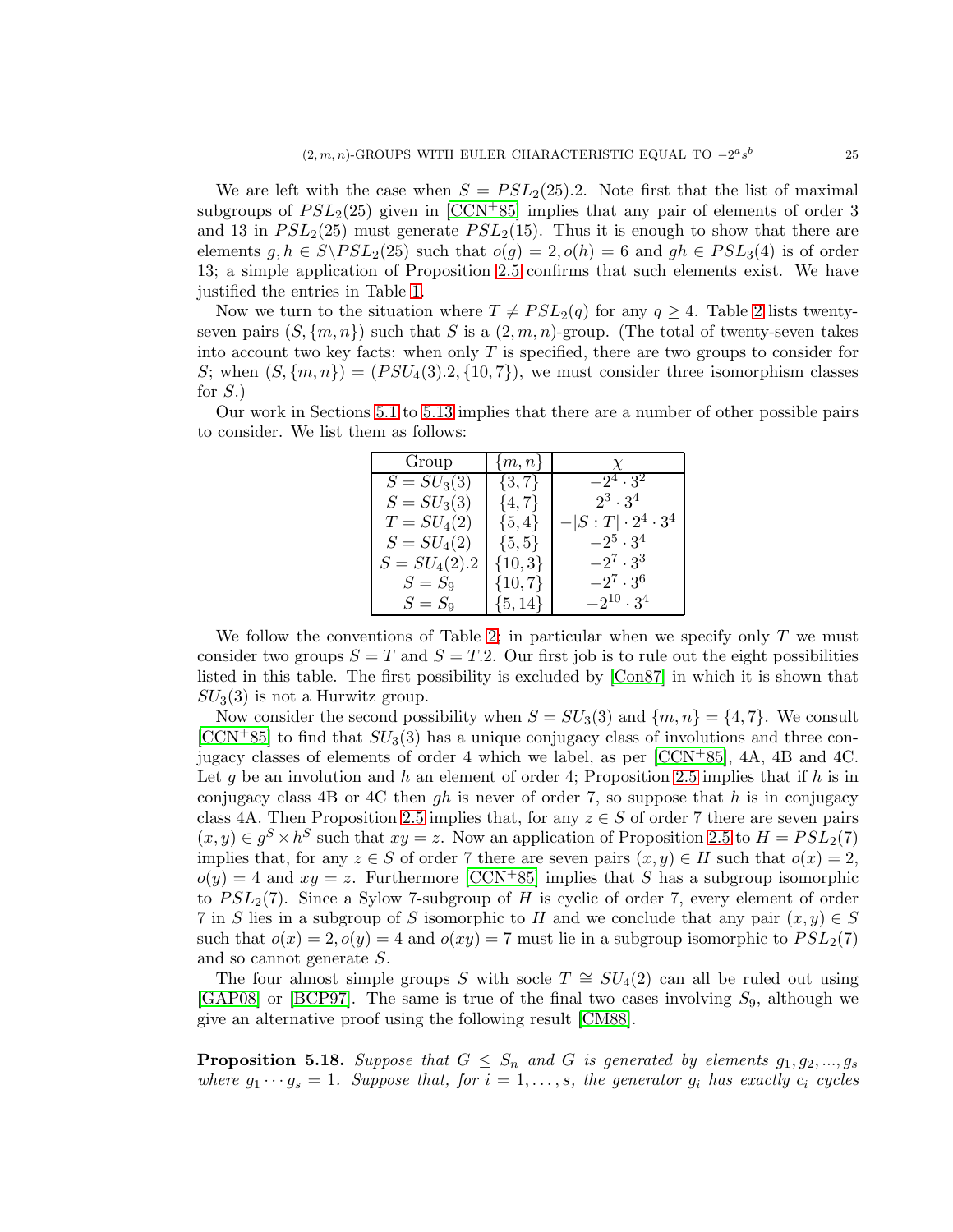We are left with the case when $S = PSL_2(25).2$. Note first that the list of maximal subgroups of $PSL_2(25)$ given in [CCN+85] implies that any pair of elements of order 3 and 13 in $PSL_2(25)$ must generate $PSL_2(15)$. Thus it is enough to show that there are elements $g, h \in S \backslash PSL_2(25)$ such that $o(g) = 2, o(h) = 6$ and $gh \in PSL_3(4)$ is of order 13; a simple application of Proposition 2.5 confirms that such elements exist. We have justified the entries in Table 1.

Now we turn to the situation where $T \neq PSL_2(q)$ for any $q \geq 4$. Table 2 lists twenty-seven pairs $(S, \{m, n\})$ such that $S$ is a $(2, m, n)$-group. (The total of twenty-seven takes into account two key facts: when only $T$ is specified, there are two groups to consider for $S$; when $(S, \{m, n\}) = (PSU_4(3).2, \{10, 7\})$, we must consider three isomorphism classes for $S$.)

Our work in Sections 5.1 to 5.13 implies that there are a number of other possible pairs to consider. We list them as follows:

| Group | $\{m, n\}$ | $\chi$ |
|---|---|---|
| $S = SU_3(3)$ | $\{3, 7\}$ | $-2^4 \cdot 3^2$ |
| $S = SU_3(3)$ | $\{4, 7\}$ | $2^3 \cdot 3^4$ |
| $T = SU_4(2)$ | $\{5, 4\}$ | $-\lvert S : T \rvert \cdot 2^4 \cdot 3^4$ |
| $S = SU_4(2)$ | $\{5, 5\}$ | $-2^5 \cdot 3^4$ |
| $S = SU_4(2).2$ | $\{10, 3\}$ | $-2^7 \cdot 3^3$ |
| $S = S_9$ | $\{10, 7\}$ | $-2^7 \cdot 3^6$ |
| $S = S_9$ | $\{5, 14\}$ | $-2^{10} \cdot 3^4$ |

We follow the conventions of Table 2; in particular when we specify only $T$ we must consider two groups $S = T$ and $S = T.2$. Our first job is to rule out the eight possibilities listed in this table. The first possibility is excluded by [Con87] in which it is shown that $SU_3(3)$ is not a Hurwitz group.

Now consider the second possibility when $S = SU_3(3)$ and $\{m, n\} = \{4, 7\}$. We consult [CCN+85] to find that $SU_3(3)$ has a unique conjugacy class of involutions and three conjugacy classes of elements of order 4 which we label, as per [CCN+85], 4A, 4B and 4C. Let $g$ be an involution and $h$ an element of order 4; Proposition 2.5 implies that if $h$ is in conjugacy class 4B or 4C then $gh$ is never of order 7, so suppose that $h$ is in conjugacy class 4A. Then Proposition 2.5 implies that, for any $z \in S$ of order 7 there are seven pairs $(x, y) \in g^S \times h^S$ such that $xy = z$. Now an application of Proposition 2.5 to $H = PSL_2(7)$ implies that, for any $z \in S$ of order 7 there are seven pairs $(x, y) \in H$ such that $o(x) = 2$, $o(y) = 4$ and $xy = z$. Furthermore [CCN+85] implies that $S$ has a subgroup isomorphic to $PSL_2(7)$. Since a Sylow 7-subgroup of $H$ is cyclic of order 7, every element of order 7 in $S$ lies in a subgroup of $S$ isomorphic to $H$ and we conclude that any pair $(x, y) \in S$ such that $o(x) = 2, o(y) = 4$ and $o(xy) = 7$ must lie in a subgroup isomorphic to $PSL_2(7)$ and so cannot generate $S$.

The four almost simple groups $S$ with socle $T \cong SU_4(2)$ can all be ruled out using [GAP08] or [BCP97]. The same is true of the final two cases involving $S_9$, although we give an alternative proof using the following result [CM88].

**Proposition 5.18.** *Suppose that $G \leq S_n$ and $G$ is generated by elements $g_1, g_2, ..., g_s$ where $g_1 \cdots g_s = 1$. Suppose that, for $i = 1, \ldots, s$, the generator $g_i$ has exactly $c_i$ cycles*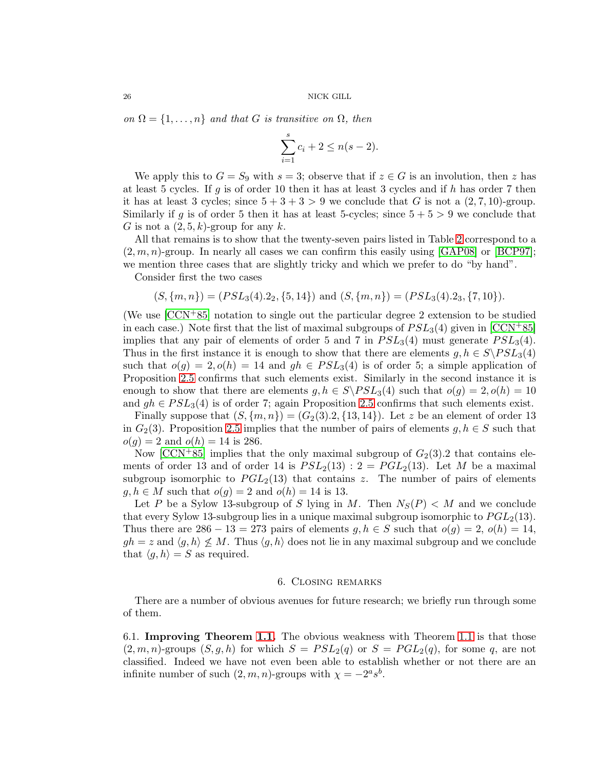*on $\Omega = \{1, \dots, n\}$ and that $G$ is transitive on $\Omega$, then*

$$\sum_{i=1}^{s} c_i + 2 \leq n(s-2).$$

We apply this to $G = S_9$ with $s = 3$; observe that if $z \in G$ is an involution, then $z$ has at least 5 cycles. If $g$ is of order 10 then it has at least 3 cycles and if $h$ has order 7 then it has at least 3 cycles; since $5 + 3 + 3 > 9$ we conclude that $G$ is not a $(2, 7, 10)$-group. Similarly if $g$ is of order 5 then it has at least 5-cycles; since $5 + 5 > 9$ we conclude that $G$ is not a $(2, 5, k)$-group for any $k$.

All that remains is to show that the twenty-seven pairs listed in Table 2 correspond to a $(2, m, n)$-group. In nearly all cases we can confirm this easily using [GAP08] or [BCP97]; we mention three cases that are slightly tricky and which we prefer to do "by hand".

Consider first the two cases

$$(S, \{m, n\}) = (PSL_3(4).2_2, \{5, 14\}) \text{ and } (S, \{m, n\}) = (PSL_3(4).2_3, \{7, 10\}).$$

(We use [CCN+85] notation to single out the particular degree 2 extension to be studied in each case.) Note first that the list of maximal subgroups of $PSL_3(4)$ given in [CCN+85] implies that any pair of elements of order 5 and 7 in $PSL_3(4)$ must generate $PSL_3(4)$. Thus in the first instance it is enough to show that there are elements $g, h \in S \backslash PSL_3(4)$ such that $o(g) = 2, o(h) = 14$ and $gh \in PSL_3(4)$ is of order 5; a simple application of Proposition 2.5 confirms that such elements exist. Similarly in the second instance it is enough to show that there are elements $g, h \in S \backslash PSL_3(4)$ such that $o(g) = 2, o(h) = 10$ and $gh \in PSL_3(4)$ is of order 7; again Proposition 2.5 confirms that such elements exist.

Finally suppose that $(S, \{m, n\}) = (G_2(3).2, \{13, 14\})$. Let $z$ be an element of order 13 in $G_2(3)$. Proposition 2.5 implies that the number of pairs of elements $g, h \in S$ such that $o(g) = 2$ and $o(h) = 14$ is 286.

Now [CCN+85] implies that the only maximal subgroup of $G_2(3).2$ that contains elements of order 13 and of order 14 is $PSL_2(13) : 2 = PGL_2(13)$. Let $M$ be a maximal subgroup isomorphic to $PGL_2(13)$ that contains $z$. The number of pairs of elements $g, h \in M$ such that $o(g) = 2$ and $o(h) = 14$ is 13.

Let $P$ be a Sylow 13-subgroup of $S$ lying in $M$. Then $N_S(P) < M$ and we conclude that every Sylow 13-subgroup lies in a unique maximal subgroup isomorphic to $PGL_2(13)$. Thus there are $286 - 13 = 273$ pairs of elements $g, h \in S$ such that $o(g) = 2$, $o(h) = 14$, $gh = z$ and $\langle g, h \rangle \not\leq M$. Thus $\langle g, h \rangle$ does not lie in any maximal subgroup and we conclude that $\langle g, h \rangle = S$ as required.

## 6. Closing remarks

There are a number of obvious avenues for future research; we briefly run through some of them.

**6.1. Improving Theorem 1.1.** The obvious weakness with Theorem 1.1 is that those $(2, m, n)$-groups $(S, g, h)$ for which $S = PSL_2(q)$ or $S = PGL_2(q)$, for some $q$, are not classified. Indeed we have not even been able to establish whether or not there are an infinite number of such $(2, m, n)$-groups with $\chi = -2^a s^b$.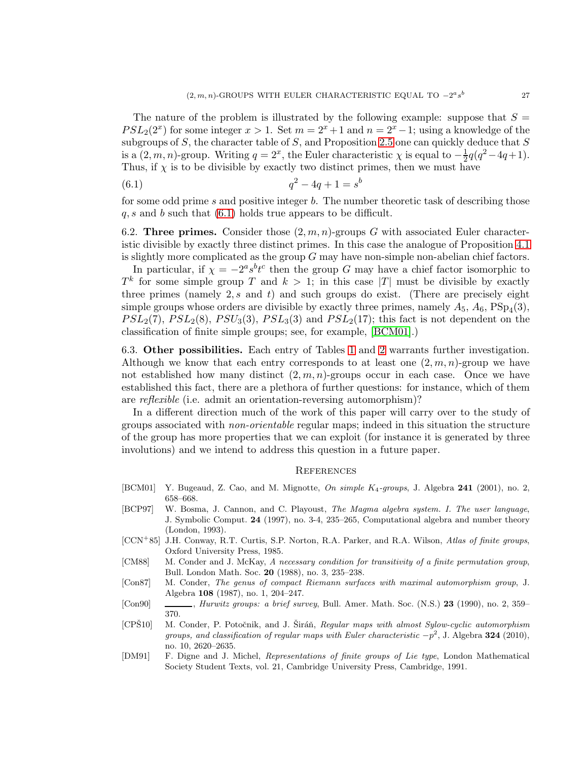The nature of the problem is illustrated by the following example: suppose that $S = PSL_2(2^x)$ for some integer $x > 1$. Set $m = 2^x + 1$ and $n = 2^x - 1$; using a knowledge of the subgroups of $S$, the character table of $S$, and Proposition 2.5 one can quickly deduce that $S$ is a $(2, m, n)$-group. Writing $q = 2^x$, the Euler characteristic $\chi$ is equal to $-\frac{1}{2}q(q^2 - 4q + 1)$. Thus, if $\chi$ is to be divisible by exactly two distinct primes, then we must have

$$q^2 - 4q + 1 = s^b \tag{6.1}$$

for some odd prime $s$ and positive integer $b$. The number theoretic task of describing those $q$, $s$ and $b$ such that (6.1) holds true appears to be difficult.

6.2. **Three primes.** Consider those $(2, m, n)$-groups $G$ with associated Euler characteristic divisible by exactly three distinct primes. In this case the analogue of Proposition 4.1 is slightly more complicated as the group $G$ may have non-simple non-abelian chief factors.

In particular, if $\chi = -2^a s^b t^c$ then the group $G$ may have a chief factor isomorphic to $T^k$ for some simple group $T$ and $k > 1$; in this case $|T|$ must be divisible by exactly three primes (namely $2, s$ and $t$) and such groups do exist. (There are precisely eight simple groups whose orders are divisible by exactly three primes, namely $A_5$, $A_6$, $\mathrm{PSp}_4(3)$, $PSL_2(7)$, $PSL_2(8)$, $PSU_3(3)$, $PSL_3(3)$ and $PSL_2(17)$; this fact is not dependent on the classification of finite simple groups; see, for example, [BCM01].)

6.3. **Other possibilities.** Each entry of Tables 1 and 2 warrants further investigation. Although we know that each entry corresponds to at least one $(2, m, n)$-group we have not established how many distinct $(2, m, n)$-groups occur in each case. Once we have established this fact, there are a plethora of further questions: for instance, which of them are *reflexible* (i.e. admit an orientation-reversing automorphism)?

In a different direction much of the work of this paper will carry over to the study of groups associated with *non-orientable* regular maps; indeed in this situation the structure of the group has more properties that we can exploit (for instance it is generated by three involutions) and we intend to address this question in a future paper.

## References

- [BCM01] Y. Bugeaud, Z. Cao, and M. Mignotte, *On simple $K_4$-groups*, J. Algebra **241** (2001), no. 2, 658–668.
- [BCP97] W. Bosma, J. Cannon, and C. Playoust, *The Magma algebra system. I. The user language*, J. Symbolic Comput. **24** (1997), no. 3-4, 235–265, Computational algebra and number theory (London, 1993).
- [CCN+85] J.H. Conway, R.T. Curtis, S.P. Norton, R.A. Parker, and R.A. Wilson, *Atlas of finite groups*, Oxford University Press, 1985.
- [CM88] M. Conder and J. McKay, *A necessary condition for transitivity of a finite permutation group*, Bull. London Math. Soc. **20** (1988), no. 3, 235–238.
- [Con87] M. Conder, *The genus of compact Riemann surfaces with maximal automorphism group*, J. Algebra **108** (1987), no. 1, 204–247.
- [Con90] ———, *Hurwitz groups: a brief survey*, Bull. Amer. Math. Soc. (N.S.) **23** (1990), no. 2, 359–370.
- [CPŠ10] M. Conder, P. Potočnik, and J. Širáň, *Regular maps with almost Sylow-cyclic automorphism groups, and classification of regular maps with Euler characteristic $-p^2$*, J. Algebra **324** (2010), no. 10, 2620–2635.
- [DM91] F. Digne and J. Michel, *Representations of finite groups of Lie type*, London Mathematical Society Student Texts, vol. 21, Cambridge University Press, Cambridge, 1991.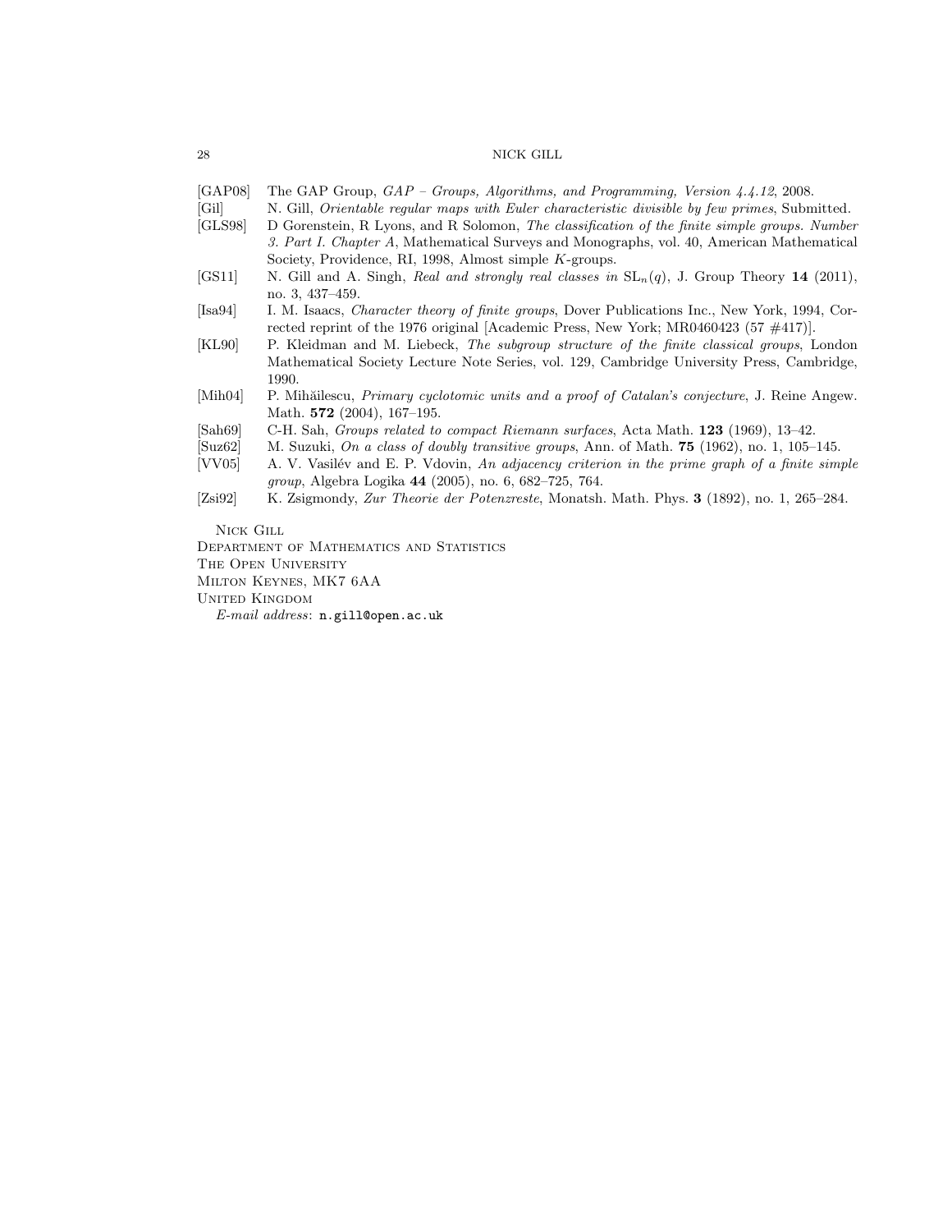[GAP08] The GAP Group, *GAP – Groups, Algorithms, and Programming, Version 4.4.12*, 2008.

[Gil] N. Gill, *Orientable regular maps with Euler characteristic divisible by few primes*, Submitted.

[GLS98] D Gorenstein, R Lyons, and R Solomon, *The classification of the finite simple groups. Number 3. Part I. Chapter A*, Mathematical Surveys and Monographs, vol. 40, American Mathematical Society, Providence, RI, 1998, Almost simple $K$-groups.

[GS11] N. Gill and A. Singh, *Real and strongly real classes in* $\mathrm{SL}_n(q)$, J. Group Theory **14** (2011), no. 3, 437–459.

[Isa94] I. M. Isaacs, *Character theory of finite groups*, Dover Publications Inc., New York, 1994, Corrected reprint of the 1976 original [Academic Press, New York; MR0460423 (57 #417)].

[KL90] P. Kleidman and M. Liebeck, *The subgroup structure of the finite classical groups*, London Mathematical Society Lecture Note Series, vol. 129, Cambridge University Press, Cambridge, 1990.

[Mih04] P. Mihăilescu, *Primary cyclotomic units and a proof of Catalan's conjecture*, J. Reine Angew. Math. **572** (2004), 167–195.

[Sah69] C-H. Sah, *Groups related to compact Riemann surfaces*, Acta Math. **123** (1969), 13–42.

[Suz62] M. Suzuki, *On a class of doubly transitive groups*, Ann. of Math. **75** (1962), no. 1, 105–145.

[VV05] A. V. Vasilév and E. P. Vdovin, *An adjacency criterion in the prime graph of a finite simple group*, Algebra Logika **44** (2005), no. 6, 682–725, 764.

[Zsi92] K. Zsigmondy, *Zur Theorie der Potenzreste*, Monatsh. Math. Phys. **3** (1892), no. 1, 265–284.

Nick Gill
Department of Mathematics and Statistics
The Open University
Milton Keynes, MK7 6AA
United Kingdom
*E-mail address*: n.gill@open.ac.uk